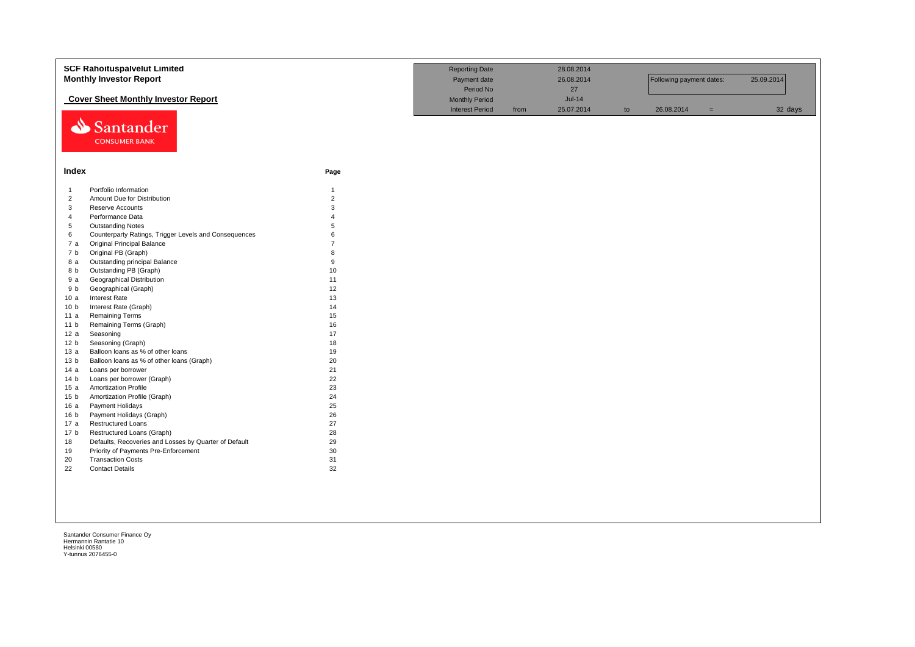# SCF Rahoituspalvelut Limited

## Monthly Investor Report

### Cover Sheet Monthly Investor Report

| | | | | | | | |
|---|---|---|---|---|---|---|---|
| Reporting Date | | 28.08.2014 | | | | | |
| Payment date | | 26.08.2014 | | Following payment dates: | | 25.09.2014 | |
| Period No | | 27 | | | | | |
| Monthly Period | | Jul-14 | | | | | |
| Interest Period | from | 25.07.2014 | to | 26.08.2014 | = | | 32 days |

Santander
CONSUMER BANK

## Index

| | | Page |
|---|---|---|
| 1 | Portfolio Information | 1 |
| 2 | Amount Due for Distribution | 2 |
| 3 | Reserve Accounts | 3 |
| 4 | Performance Data | 4 |
| 5 | Outstanding Notes | 5 |
| 6 | Counterparty Ratings, Trigger Levels and Consequences | 6 |
| 7 a | Original Principal Balance | 7 |
| 7 b | Original PB (Graph) | 8 |
| 8 a | Outstanding principal Balance | 9 |
| 8 b | Outstanding PB (Graph) | 10 |
| 9 a | Geographical Distribution | 11 |
| 9 b | Geographical (Graph) | 12 |
| 10 a | Interest Rate | 13 |
| 10 b | Interest Rate (Graph) | 14 |
| 11 a | Remaining Terms | 15 |
| 11 b | Remaining Terms (Graph) | 16 |
| 12 a | Seasoning | 17 |
| 12 b | Seasoning (Graph) | 18 |
| 13 a | Balloon loans as % of other loans | 19 |
| 13 b | Balloon loans as % of other loans (Graph) | 20 |
| 14 a | Loans per borrower | 21 |
| 14 b | Loans per borrower (Graph) | 22 |
| 15 a | Amortization Profile | 23 |
| 15 b | Amortization Profile (Graph) | 24 |
| 16 a | Payment Holidays | 25 |
| 16 b | Payment Holidays (Graph) | 26 |
| 17 a | Restructured Loans | 27 |
| 17 b | Restructured Loans (Graph) | 28 |
| 18 | Defaults, Recoveries and Losses by Quarter of Default | 29 |
| 19 | Priority of Payments Pre-Enforcement | 30 |
| 20 | Transaction Costs | 31 |
| 22 | Contact Details | 32 |

Santander Consumer Finance Oy
Hermannin Rantatie 10
Helsinki 00580
Y-tunnus 2076455-0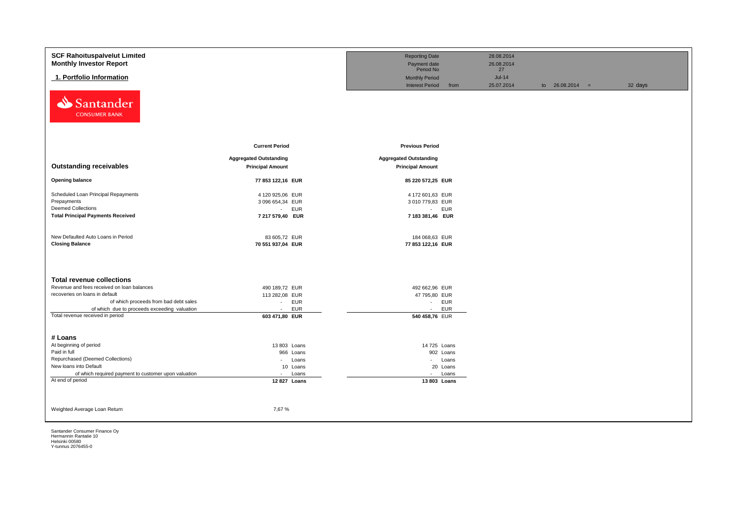**SCF Rahoituspalvelut Limited**
**Monthly Investor Report**

## 1. Portfolio Information

| | | | | |
|---|---|---|---|---|
| Reporting Date | | 28.08.2014 | | |
| Payment date | | 26.08.2014 | | |
| Period No | | 27 | | |
| Monthly Period | | Jul-14 | | |
| Interest Period | from | 25.07.2014 | to 26.08.2014 = | 32 days |

Santander CONSUMER BANK

| | Current Period | | Previous Period | |
|---|---|---|---|---|
| **Outstanding receivables** | **Aggregated Outstanding Principal Amount** | | **Aggregated Outstanding Principal Amount** | |
| **Opening balance** | **77 853 122,16** | **EUR** | **85 220 572,25** | **EUR** |
| Scheduled Loan Principal Repayments | 4 120 925,06 | EUR | 4 172 601,63 | EUR |
| Prepayments | 3 096 654,34 | EUR | 3 010 779,83 | EUR |
| Deemed Collections | - | EUR | - | EUR |
| **Total Principal Payments Received** | **7 217 579,40** | **EUR** | **7 183 381,46** | **EUR** |
| New Defaulted Auto Loans in Period | 83 605,72 | EUR | 184 068,63 | EUR |
| **Closing Balance** | **70 551 937,04** | **EUR** | **77 853 122,16** | **EUR** |

| **Total revenue collections** | | | | |
|---|---|---|---|---|
| Revenue and fees received on loan balances | 490 189,72 | EUR | 492 662,96 | EUR |
| recoveries on loans in default | 113 282,08 | EUR | 47 795,80 | EUR |
| of which proceeds from bad debt sales | - | EUR | - | EUR |
| of which due to proceeds exceeding valuation | - | EUR | - | EUR |
| Total revenue received in period | **603 471,80** | **EUR** | **540 458,76** | EUR |

| **# Loans** | | | | |
|---|---|---|---|---|
| At beginning of period | 13 803 | Loans | 14 725 | Loans |
| Paid in full | 966 | Loans | 902 | Loans |
| Repurchased (Deemed Collections) | - | Loans | - | Loans |
| New loans into Default | 10 | Loans | 20 | Loans |
| of which required payment to customer upon valuation | - | Loans | - | Loans |
| At end of period | **12 827** | **Loans** | **13 803** | **Loans** |

Weighted Average Loan Return 7,67 %

Santander Consumer Finance Oy
Hermannin Rantatie 10
Helsinki 00580
Y-tunnus 2076455-0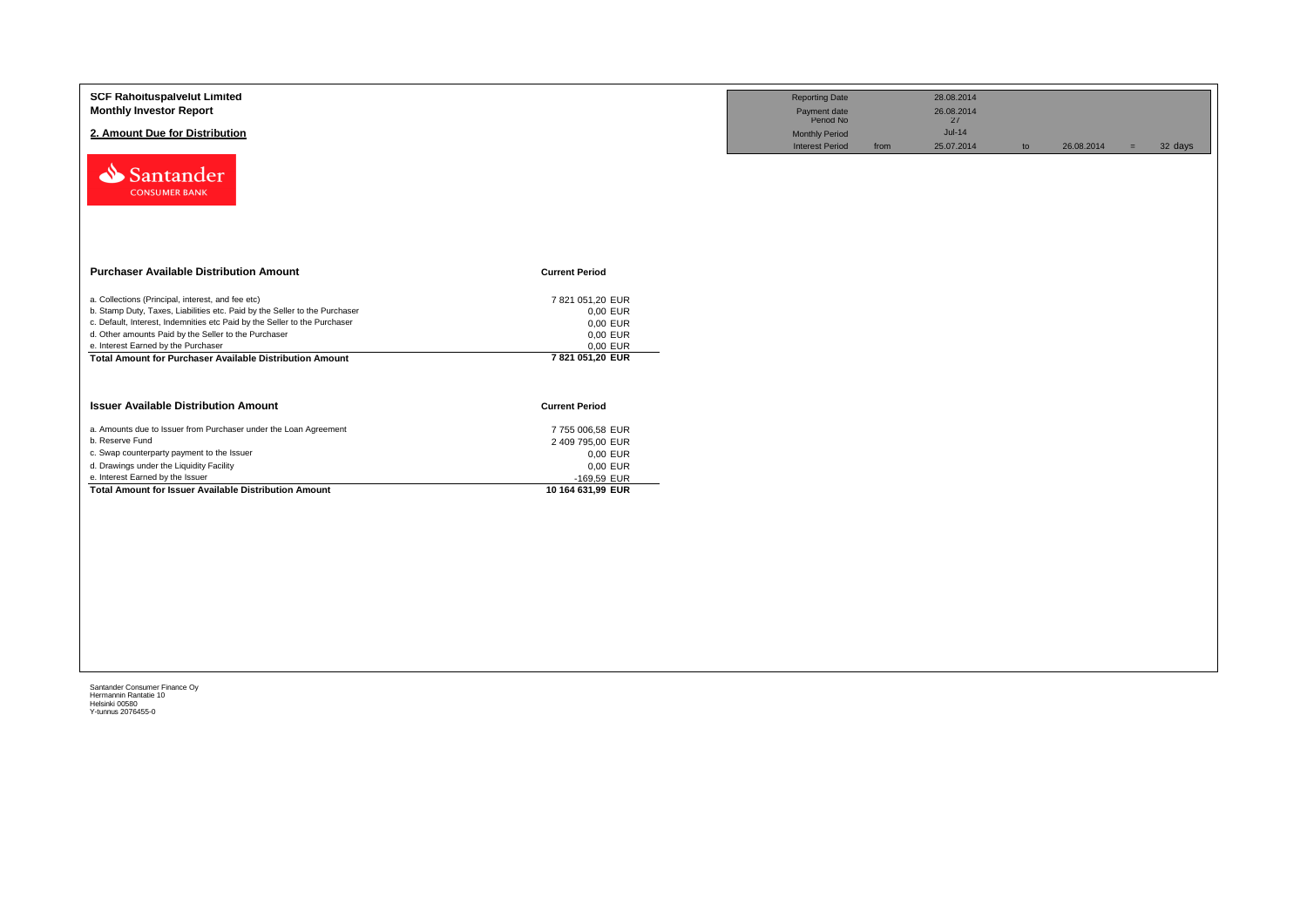**SCF Rahoituspalvelut Limited**
**Monthly Investor Report**

## 2. Amount Due for Distribution

| | | | | | | |
|---|---|---|---|---|---|---|
| Reporting Date | | 28.08.2014 | | | | |
| Payment date | | 26.08.2014 | | | | |
| Period No | | 27 | | | | |
| Monthly Period | | Jul-14 | | | | |
| Interest Period | from | 25.07.2014 | to | 26.08.2014 | = | 32 days |

Santander CONSUMER BANK

| Purchaser Available Distribution Amount | Current Period |
|---|---|
| a. Collections (Principal, interest, and fee etc) | 7 821 051,20 EUR |
| b. Stamp Duty, Taxes, Liabilities etc. Paid by the Seller to the Purchaser | 0,00 EUR |
| c. Default, Interest, Indemnities etc Paid by the Seller to the Purchaser | 0,00 EUR |
| d. Other amounts Paid by the Seller to the Purchaser | 0,00 EUR |
| e. Interest Earned by the Purchaser | 0,00 EUR |
| **Total Amount for Purchaser Available Distribution Amount** | **7 821 051,20 EUR** |

| Issuer Available Distribution Amount | Current Period |
|---|---|
| a. Amounts due to Issuer from Purchaser under the Loan Agreement | 7 755 006,58 EUR |
| b. Reserve Fund | 2 409 795,00 EUR |
| c. Swap counterparty payment to the Issuer | 0,00 EUR |
| d. Drawings under the Liquidity Facility | 0,00 EUR |
| e. Interest Earned by the Issuer | -169,59 EUR |
| **Total Amount for Issuer Available Distribution Amount** | **10 164 631,99 EUR** |

Santander Consumer Finance Oy
Hermannin Rantatie 10
Helsinki 00580
Y-tunnus 2076455-0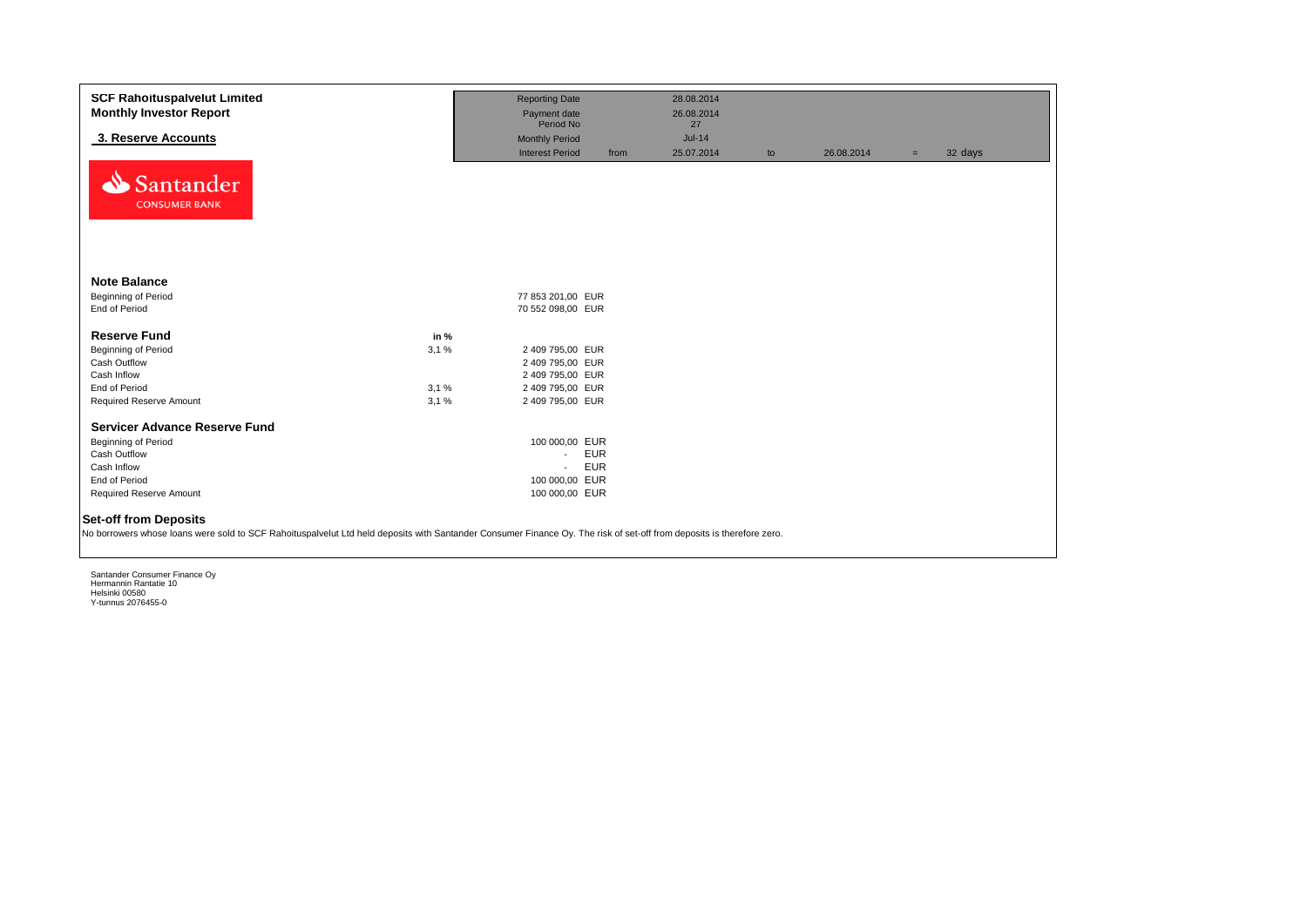**SCF Rahoituspalvelut Limited**
**Monthly Investor Report**

**3. Reserve Accounts**

| | | | | | | | |
|---|---|---|---|---|---|---|---|
| Reporting Date | | 28.08.2014 | | | | | |
| Payment date | | 26.08.2014 | | | | | |
| Period No | | 27 | | | | | |
| Monthly Period | | Jul-14 | | | | | |
| Interest Period | from | 25.07.2014 | to | 26.08.2014 | = | 32 days | |

Santander CONSUMER BANK

### Note Balance

| | | |
|---|---|---|
| Beginning of Period | 77 853 201,00 | EUR |
| End of Period | 70 552 098,00 | EUR |

### Reserve Fund

| | in % | | |
|---|---|---|---|
| Beginning of Period | 3,1 % | 2 409 795,00 | EUR |
| Cash Outflow | | 2 409 795,00 | EUR |
| Cash Inflow | | 2 409 795,00 | EUR |
| End of Period | 3,1 % | 2 409 795,00 | EUR |
| Required Reserve Amount | 3,1 % | 2 409 795,00 | EUR |

### Servicer Advance Reserve Fund

| | | |
|---|---|---|
| Beginning of Period | 100 000,00 | EUR |
| Cash Outflow | - | EUR |
| Cash Inflow | - | EUR |
| End of Period | 100 000,00 | EUR |
| Required Reserve Amount | 100 000,00 | EUR |

### Set-off from Deposits

No borrowers whose loans were sold to SCF Rahoituspalvelut Ltd held deposits with Santander Consumer Finance Oy. The risk of set-off from deposits is therefore zero.

Santander Consumer Finance Oy
Hermannin Rantatie 10
Helsinki 00580
Y-tunnus 2076455-0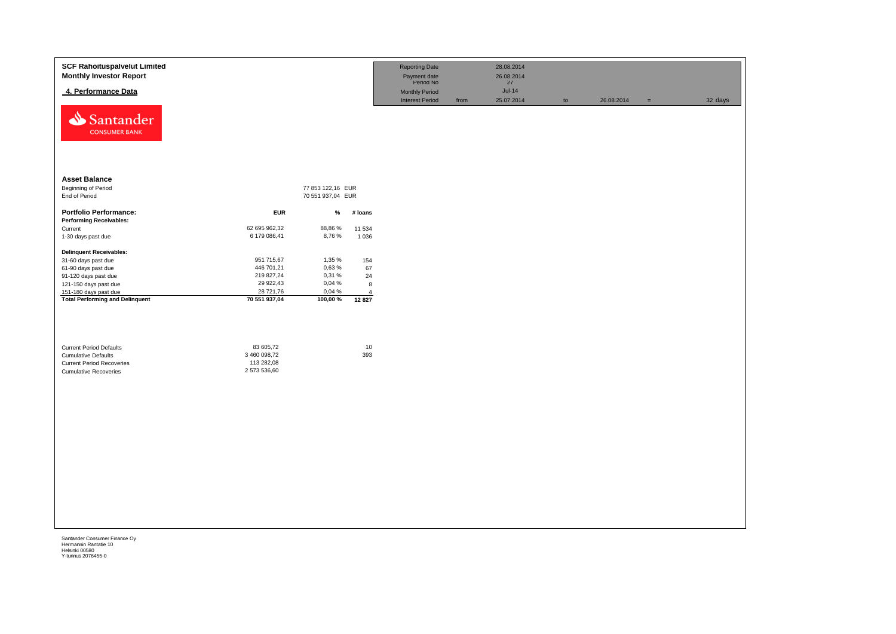**SCF Rahoituspalvelut Limited**
**Monthly Investor Report**

## 4. Performance Data

| Reporting Date | | 28.08.2014 | | | | |
|---|---|---|---|---|---|---|
| Payment date | | 26.08.2014 | | | | |
| Period No | | 27 | | | | |
| Monthly Period | | Jul-14 | | | | |
| Interest Period | from | 25.07.2014 | to | 26.08.2014 | = | 32 days |

Santander CONSUMER BANK

### Asset Balance

| | | |
|---|---|---|
| Beginning of Period | 77 853 122,16 | EUR |
| End of Period | 70 551 937,04 | EUR |

| Portfolio Performance: | EUR | % | # loans |
|---|---|---|---|
| **Performing Receivables:** | | | |
| Current | 62 695 962,32 | 88,86 % | 11 534 |
| 1-30 days past due | 6 179 086,41 | 8,76 % | 1 036 |
| **Delinquent Receivables:** | | | |
| 31-60 days past due | 951 715,67 | 1,35 % | 154 |
| 61-90 days past due | 446 701,21 | 0,63 % | 67 |
| 91-120 days past due | 219 827,24 | 0,31 % | 24 |
| 121-150 days past due | 29 922,43 | 0,04 % | 8 |
| 151-180 days past due | 28 721,76 | 0,04 % | 4 |
| **Total Performing and Delinquent** | **70 551 937,04** | **100,00 %** | **12 827** |

| | EUR | # loans |
|---|---|---|
| Current Period Defaults | 83 605,72 | 10 |
| Cumulative Defaults | 3 460 098,72 | 393 |
| Current Period Recoveries | 113 282,08 | |
| Cumulative Recoveries | 2 573 536,60 | |

Santander Consumer Finance Oy
Hermannin Rantatie 10
Helsinki 00580
Y-tunnus 2076455-0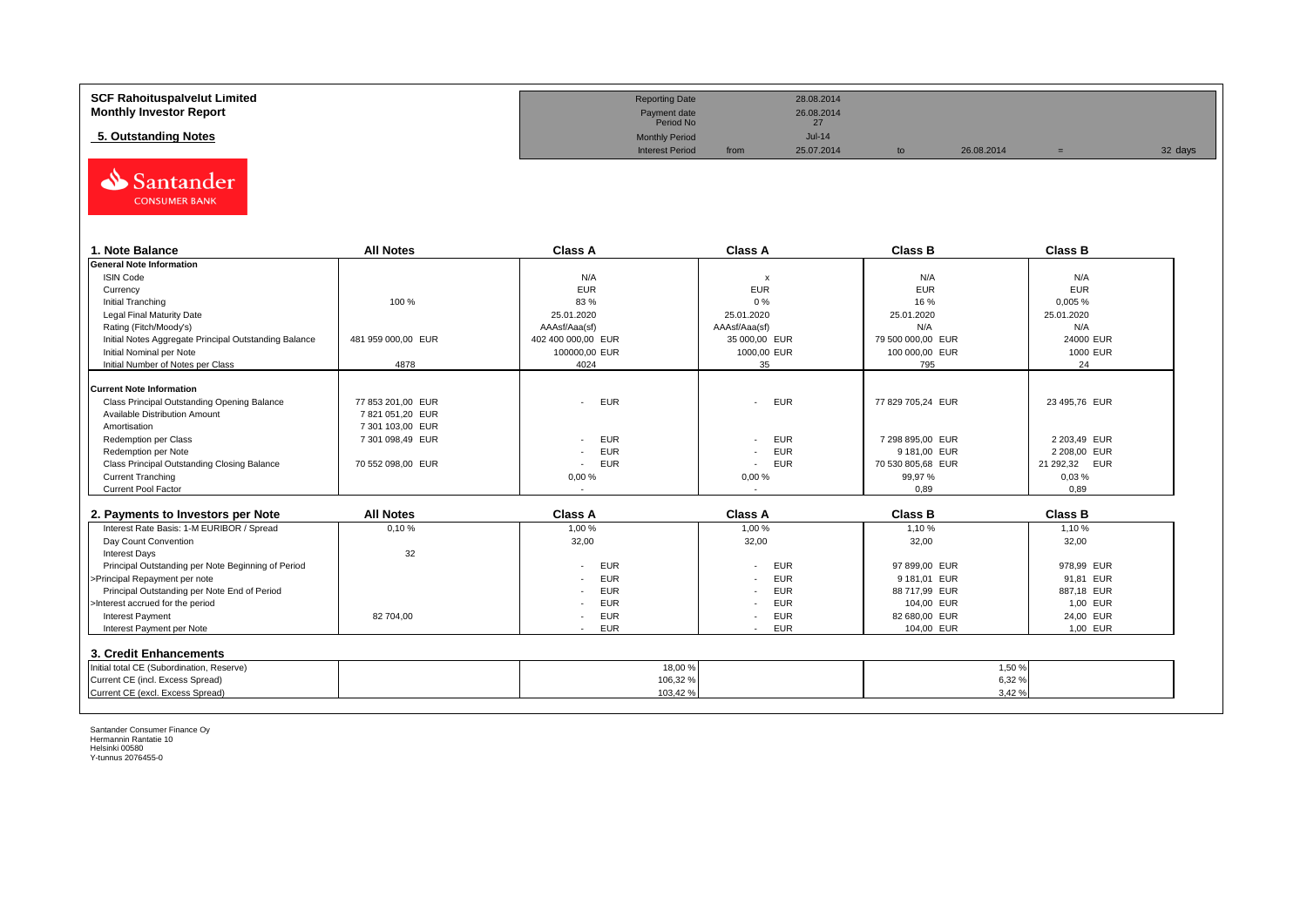**SCF Rahoituspalvelut Limited**
**Monthly Investor Report**

**5. Outstanding Notes**

| Reporting Date | | 28.08.2014 | | | | |
|---|---|---|---|---|---|---|
| Payment date | | 26.08.2014 | | | | |
| Period No | | 27 | | | | |
| Monthly Period | | Jul-14 | | | | |
| Interest Period | from | 25.07.2014 | to | 26.08.2014 | = | 32 days |

## 1. Note Balance

| | All Notes | Class A | Class A | Class B | Class B |
|---|---|---|---|---|---|
| **General Note Information** | | | | | |
| ISIN Code | | N/A | x | N/A | N/A |
| Currency | | EUR | EUR | EUR | EUR |
| Initial Tranching | 100 % | 83 % | 0 % | 16 % | 0,005 % |
| Legal Final Maturity Date | | 25.01.2020 | 25.01.2020 | 25.01.2020 | 25.01.2020 |
| Rating (Fitch/Moody's) | | AAAsf/Aaa(sf) | AAAsf/Aaa(sf) | N/A | N/A |
| Initial Notes Aggregate Principal Outstanding Balance | 481 959 000,00 EUR | 402 400 000,00 EUR | 35 000,00 EUR | 79 500 000,00 EUR | 24000 EUR |
| Initial Nominal per Note | | 100000,00 EUR | 1000,00 EUR | 100 000,00 EUR | 1000 EUR |
| Initial Number of Notes per Class | 4878 | 4024 | 35 | 795 | 24 |
| **Current Note Information** | | | | | |
| Class Principal Outstanding Opening Balance | 77 853 201,00 EUR | - EUR | - EUR | 77 829 705,24 EUR | 23 495,76 EUR |
| Available Distribution Amount | 7 821 051,20 EUR | | | | |
| Amortisation | 7 301 103,00 EUR | | | | |
| Redemption per Class | 7 301 098,49 EUR | - EUR | - EUR | 7 298 895,00 EUR | 2 203,49 EUR |
| Redemption per Note | | - EUR | - EUR | 9 181,00 EUR | 2 208,00 EUR |
| Class Principal Outstanding Closing Balance | 70 552 098,00 EUR | - EUR | - EUR | 70 530 805,68 EUR | 21 292,32 EUR |
| Current Tranching | | 0,00 % | 0,00 % | 99,97 % | 0,03 % |
| Current Pool Factor | | - | - | 0,89 | 0,89 |

## 2. Payments to Investors per Note

| | All Notes | Class A | Class A | Class B | Class B |
|---|---|---|---|---|---|
| Interest Rate Basis: 1-M EURIBOR / Spread | 0,10 % | 1,00 % | 1,00 % | 1,10 % | 1,10 % |
| Day Count Convention | | 32,00 | 32,00 | 32,00 | 32,00 |
| Interest Days | 32 | | | | |
| Principal Outstanding per Note Beginning of Period | | - EUR | - EUR | 97 899,00 EUR | 978,99 EUR |
| >Principal Repayment per note | | - EUR | - EUR | 9 181,01 EUR | 91,81 EUR |
| Principal Outstanding per Note End of Period | | - EUR | - EUR | 88 717,99 EUR | 887,18 EUR |
| >Interest accrued for the period | | - EUR | - EUR | 104,00 EUR | 1,00 EUR |
| Interest Payment | 82 704,00 | - EUR | - EUR | 82 680,00 EUR | 24,00 EUR |
| Interest Payment per Note | | - EUR | - EUR | 104,00 EUR | 1,00 EUR |

## 3. Credit Enhancements

| | | Class A | | Class B | |
|---|---|---|---|---|---|
| Initial total CE (Subordination, Reserve) | | 18,00 % | | 1,50 % | |
| Current CE (incl. Excess Spread) | | 106,32 % | | 6,32 % | |
| Current CE (excl. Excess Spread) | | 103,42 % | | 3,42 % | |

Santander Consumer Finance Oy
Hermannin Rantatie 10
Helsinki 00580
Y-tunnus 2076455-0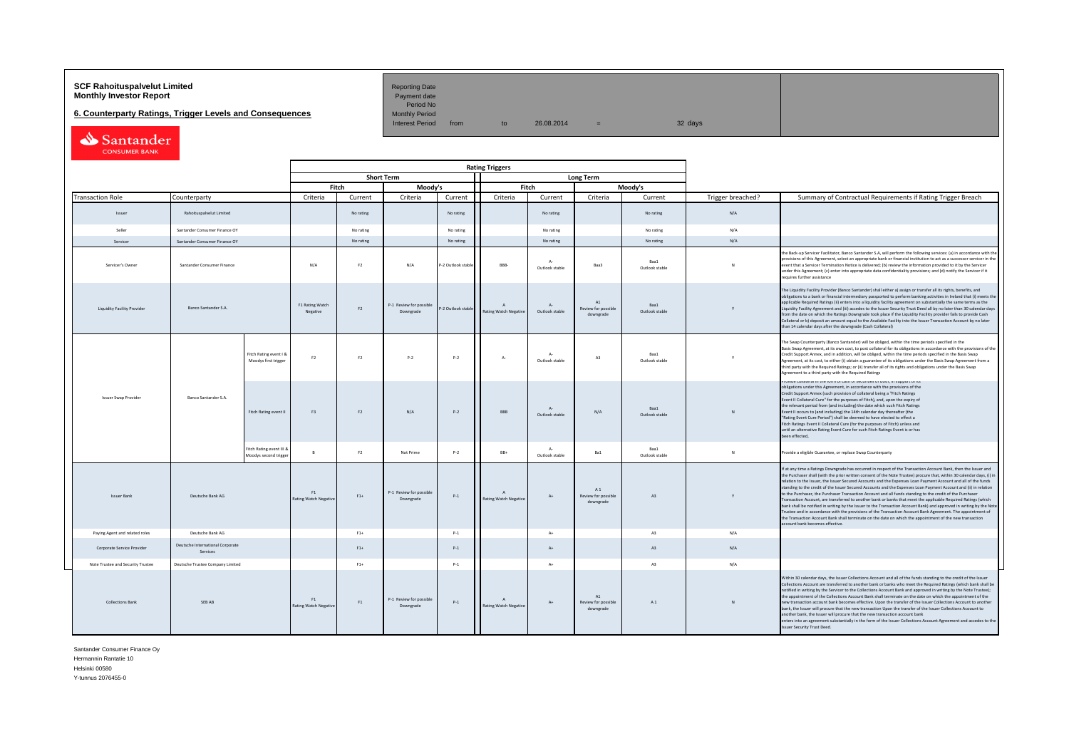**SCF Rahoituspalvelut Limited**
**Monthly Investor Report**

**6. Counterparty Ratings, Trigger Levels and Consequences**

| Reporting Date | | | | | |
|---|---|---|---|---|---|
| Payment date | | | | | |
| Period No | | | | | |
| Monthly Period | | | | | |
| Interest Period | from | to | 26.08.2014 | = | 32 days |

Santander CONSUMER BANK

| Transaction Role | Counterparty | | Short Term Fitch Criteria | Short Term Fitch Current | Short Term Moody's Criteria | Short Term Moody's Current | Long Term Fitch Criteria | Long Term Fitch Current | Long Term Moody's Criteria | Long Term Moody's Current | Trigger breached? | Summary of Contractual Requirements if Rating Trigger Breach |
|---|---|---|---|---|---|---|---|---|---|---|---|---|
| Issuer | Rahoituspalvelut Limited | | | No rating | | No rating | | No rating | | No rating | N/A | |
| Seller | Santander Consumer Finance OY | | | No rating | | No rating | | No rating | | No rating | N/A | |
| Servicer | Santander Consumer Finance OY | | | No rating | | No rating | | No rating | | No rating | N/A | |
| Servicer's Owner | Santander Consumer Finance | | N/A | F2 | N/A | P-2 Outlook stable | BBB- | A- Outlook stable | Baa3 | Baa1 Outlook stable | N | the Back-up Servicer Facilitator, Banco Santander S.A, will perform the following services: (a) in accordance with the provisions of this Agreement, select an appropriate bank or financial institution to act as a successor servicer in the event that a Servicer Termination Notice is delivered; (b) review the information provided to it by the Servicer under this Agreement; (c) enter into appropriate data confidentiality provisions; and (d) notify the Servicer if it requires further assistance |
| Liquidity Facility Provider | Banco Santander S.A. | | F1 Rating Watch Negative | F2 | P-1 Review for possible Downgrade | P-2 Outlook stable | A Rating Watch Negative | A- Outlook stable | A1 Review for possible downgrade | Baa1 Outlook stable | Y | The Liquidity Facility Provider (Banco Santander) shall either a) assign or transfer all its rights, benefits, and obligations to a bank or financial intermediary passported to perform banking activities in Ireland that (i) meets the applicable Required Ratings (ii) enters into a liquidity facility agreement on substantially the same terms as the Liquidity Facility Agreement and (iii) accedes to the Issuer Security Trust Deed all by no later than 30 calendar days from the date on which the Ratings Downgrade took place if the Liquidity Facility provider fails to provide Cash Collateral or b) deposit an amount equal to the Available Facility into the Issuer Transaction Account by no later than 14 calendar days after the downgrade (Cash Collateral) |
| Issuer Swap Provider | Banco Santander S.A. | Fitch Rating event I & Moodys first trigger | F2 | F2 | P-2 | P-2 | A- | A- Outlook stable | A3 | Baa1 Outlook stable | Y | The Swap Counterparty (Banco Santander) will be obliged, within the time periods specified in the Basis Swap Agreement, at its own cost, to post collateral for its obligations in accordance with the provisions of the Credit Support Annex, and in addition, will be obliged, within the time periods specified in the Basis Swap Agreement, at its cost, to either (i) obtain a guarantee of its obligations under the Basis Swap Agreement from a third party with the Required Ratings; or (ii) transfer all of its rights and obligations under the Basis Swap Agreement to a third party with the Required Ratings |
| | | Fitch Rating event II | F3 | F2 | N/A | P-2 | BBB | A- Outlook stable | N/A | Baa1 Outlook stable | N | Provide collateral in the form of cash or securities or both, in support of its obligations under this Agreement, in accordance with the provisions of the Credit Support Annex (such provision of collateral being a "Fitch Ratings Event II Collateral Cure" for the purposes of Fitch), and, upon the expiry of the relevant period from (and including) the date which such Fitch Ratings Event II occurs to (and including) the 14th calendar day thereafter (the "Rating Event Cure Period") shall be deemed to have elected to effect a Fitch Ratings Event II Collateral Cure (for the purposes of Fitch) unless and until an alternative Rating Event Cure for such Fitch Ratings Event is or has been effected, |
| | | Fitch Rating event III & Moodys second trigger | B | F2 | Not Prime | P-2 | BB+ | A- Outlook stable | Ba1 | Baa1 Outlook stable | N | Provide a eligible Guarantee, or replace Swap Counterparty |
| Issuer Bank | Deutsche Bank AG | | F1 Rating Watch Negative | F1+ | P-1 Review for possible Downgrade | P-1 | A Rating Watch Negative | A+ | A 1 Review for possible downgrade | A3 | Y | If at any time a Ratings Downgrade has occurred in respect of the Transaction Account Bank, then the Issuer and the Purchaser shall (with the prior written consent of the Note Trustee) procure that, within 30 calendar days, (i) in relation to the Issuer, the Issuer Secured Accounts and the Expenses Loan Payment Account and all of the funds standing to the credit of the Issuer Secured Accounts and the Expenses Loan Payment Account and (ii) in relation to the Purchaser, the Purchaser Transaction Account and all funds standing to the credit of the Purchaser Transaction Account, are transferred to another bank or banks that meet the applicable Required Ratings (which bank shall be notified in writing by the Issuer to the Transaction Account Bank) and approved in writing by the Note Trustee and in accordance with the provisions of the Transaction Account Bank Agreement. The appointment of the Transaction Account Bank shall terminate on the date on which the appointment of the new transaction account bank becomes effective. |
| Paying Agent and related roles | Deutsche Bank AG | | | F1+ | | P-1 | | A+ | | A3 | N/A | |
| Corporate Service Provider | Deutsche International Corporate Services | | | F1+ | | P-1 | | A+ | | A3 | N/A | |
| Note Trustee and Security Trustee | Deutsche Trustee Company Limited | | | F1+ | | P-1 | | A+ | | A3 | N/A | |
| Collections Bank | SEB AB | | F1 Rating Watch Negative | F1 | P-1 Review for possible Downgrade | P-1 | A Rating Watch Negative | A+ | A1 Review for possible downgrade | A 1 | N | Within 30 calendar days, the Issuer Collections Account and all of the funds standing to the credit of the Issuer Collections Account are transferred to another bank or banks who meet the Required Ratings (which bank shall be notified in writing by the Servicer to the Collections Account Bank and approved in writing by the Note Trustee); the appointment of the Collections Account Bank shall terminate on the date on which the appointment of the new transaction account bank becomes effective. Upon the transfer of the Issuer Collections Account to another bank, the Issuer will procure that the new transaction Upon the transfer of the Issuer Collections Account to another bank, the Issuer will procure that the new transaction account bank enters into an agreement substantially in the form of the Issuer Collections Account Agreement and accedes to the Issuer Security Trust Deed. |

Santander Consumer Finance Oy
Hermannin Rantatie 10
Helsinki 00580
Y-tunnus 2076455-0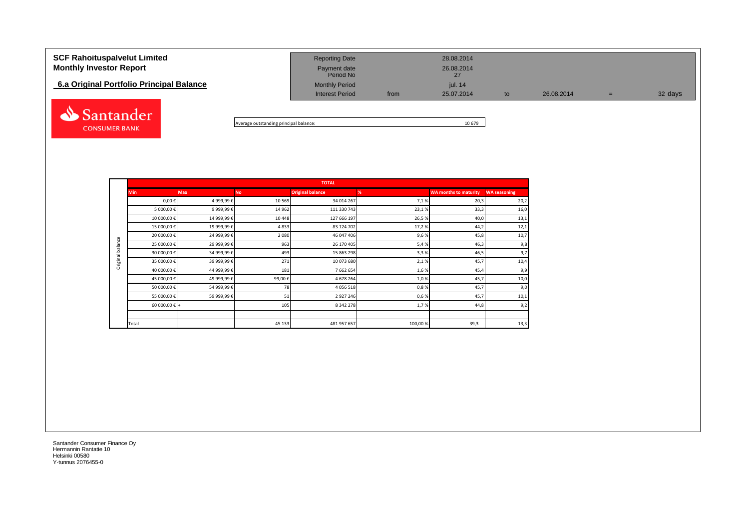**SCF Rahoituspalvelut Limited**
**Monthly Investor Report**

**6.a Original Portfolio Principal Balance**

| Reporting Date | | 28.08.2014 | | | | |
|---|---|---|---|---|---|---|
| Payment date | | 26.08.2014 | | | | |
| Period No | | 27 | | | | |
| Monthly Period | | jul. 14 | | | | |
| Interest Period | from | 25.07.2014 | to | 26.08.2014 | = | 32 days |

Average outstanding principal balance: 10 679

| | TOTAL | | | | | | |
|---|---|---|---|---|---|---|---|
| | Min | Max | No | Original balance | % | WA months to maturity | WA seasoning |
| Original balance | 0,00 € | 4 999,99 € | 10 569 | 34 014 267 | 7,1 % | 20,3 | 20,2 |
| | 5 000,00 € | 9 999,99 € | 14 962 | 111 330 743 | 23,1 % | 33,3 | 16,0 |
| | 10 000,00 € | 14 999,99 € | 10 448 | 127 666 197 | 26,5 % | 40,0 | 13,1 |
| | 15 000,00 € | 19 999,99 € | 4 833 | 83 124 702 | 17,2 % | 44,2 | 12,1 |
| | 20 000,00 € | 24 999,99 € | 2 080 | 46 047 406 | 9,6 % | 45,8 | 10,7 |
| | 25 000,00 € | 29 999,99 € | 963 | 26 170 405 | 5,4 % | 46,3 | 9,8 |
| | 30 000,00 € | 34 999,99 € | 493 | 15 863 298 | 3,3 % | 46,5 | 9,7 |
| | 35 000,00 € | 39 999,99 € | 271 | 10 073 680 | 2,1 % | 45,7 | 10,4 |
| | 40 000,00 € | 44 999,99 € | 181 | 7 662 654 | 1,6 % | 45,4 | 9,9 |
| | 45 000,00 € | 49 999,99 € | 99,00 € | 4 678 264 | 1,0 % | 45,7 | 10,0 |
| | 50 000,00 € | 54 999,99 € | 78 | 4 056 518 | 0,8 % | 45,7 | 9,0 |
| | 55 000,00 € | 59 999,99 € | 51 | 2 927 246 | 0,6 % | 45,7 | 10,1 |
| | 60 000,00 € | + | 105 | 8 342 278 | 1,7 % | 44,8 | 9,2 |
| | | | | | | | |
| | Total | | 45 133 | 481 957 657 | 100,00 % | 39,3 | 13,3 |

Santander Consumer Finance Oy
Hermannin Rantatie 10
Helsinki 00580
Y-tunnus 2076455-0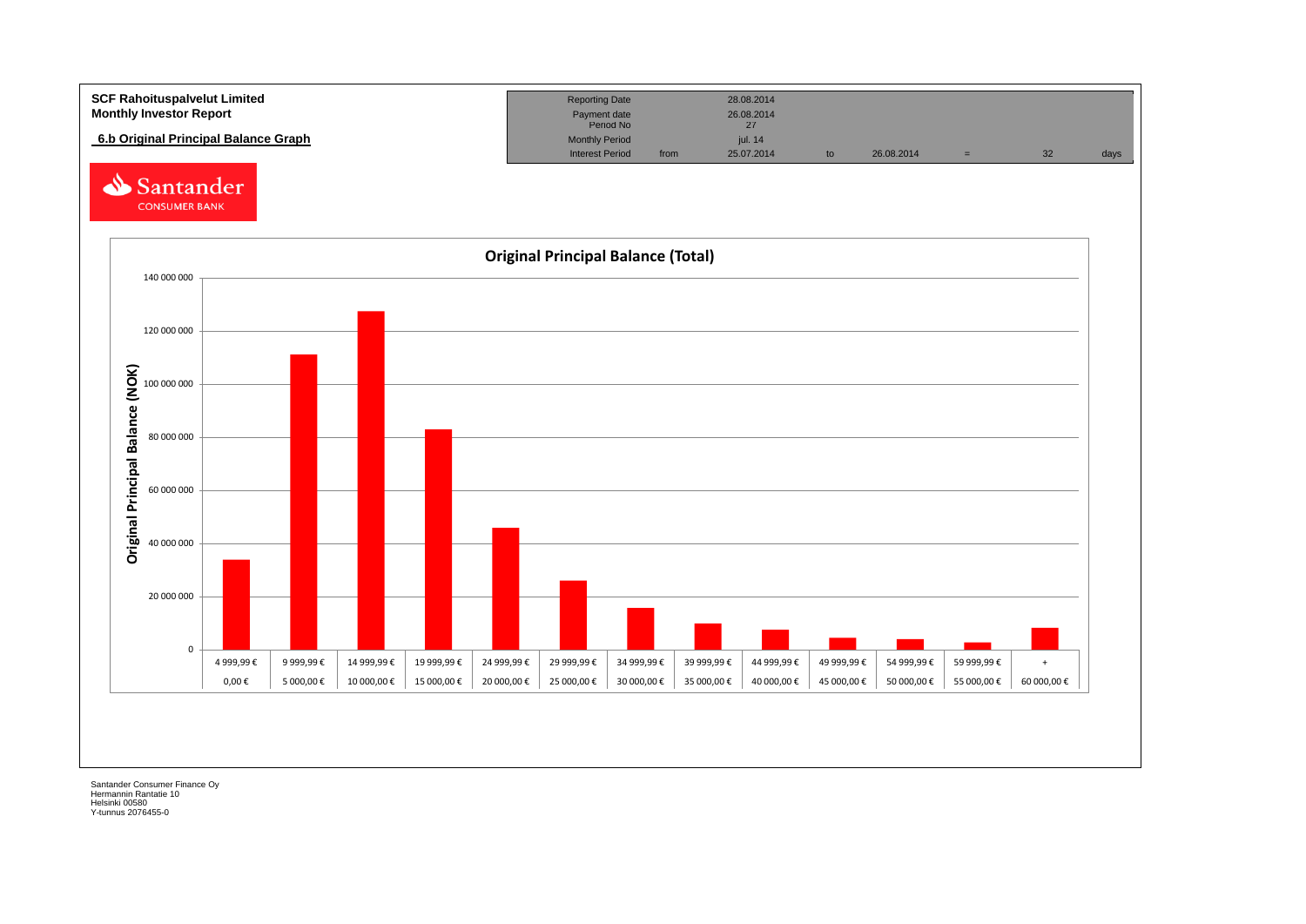**SCF Rahoituspalvelut Limited**
**Monthly Investor Report**

## 6.b Original Principal Balance Graph

| Reporting Date | | 28.08.2014 | | | | | |
|---|---|---|---|---|---|---|---|
| Payment date | | 26.08.2014 | | | | | |
| Period No | | 27 | | | | | |
| Monthly Period | | jul. 14 | | | | | |
| Interest Period | from | 25.07.2014 | to | 26.08.2014 | = | 32 | days |

Santander CONSUMER BANK

**Original Principal Balance (Total)**

Original Principal Balance (NOK)

| From | To |
|---|---|
| 0,00 € | 4 999,99 € |
| 5 000,00 € | 9 999,99 € |
| 10 000,00 € | 14 999,99 € |
| 15 000,00 € | 19 999,99 € |
| 20 000,00 € | 24 999,99 € |
| 25 000,00 € | 29 999,99 € |
| 30 000,00 € | 34 999,99 € |
| 35 000,00 € | 39 999,99 € |
| 40 000,00 € | 44 999,99 € |
| 45 000,00 € | 49 999,99 € |
| 50 000,00 € | 54 999,99 € |
| 55 000,00 € | 59 999,99 € |
| 60 000,00 € | + |

Santander Consumer Finance Oy
Hermannin Rantatie 10
Helsinki 00580
Y-tunnus 2076455-0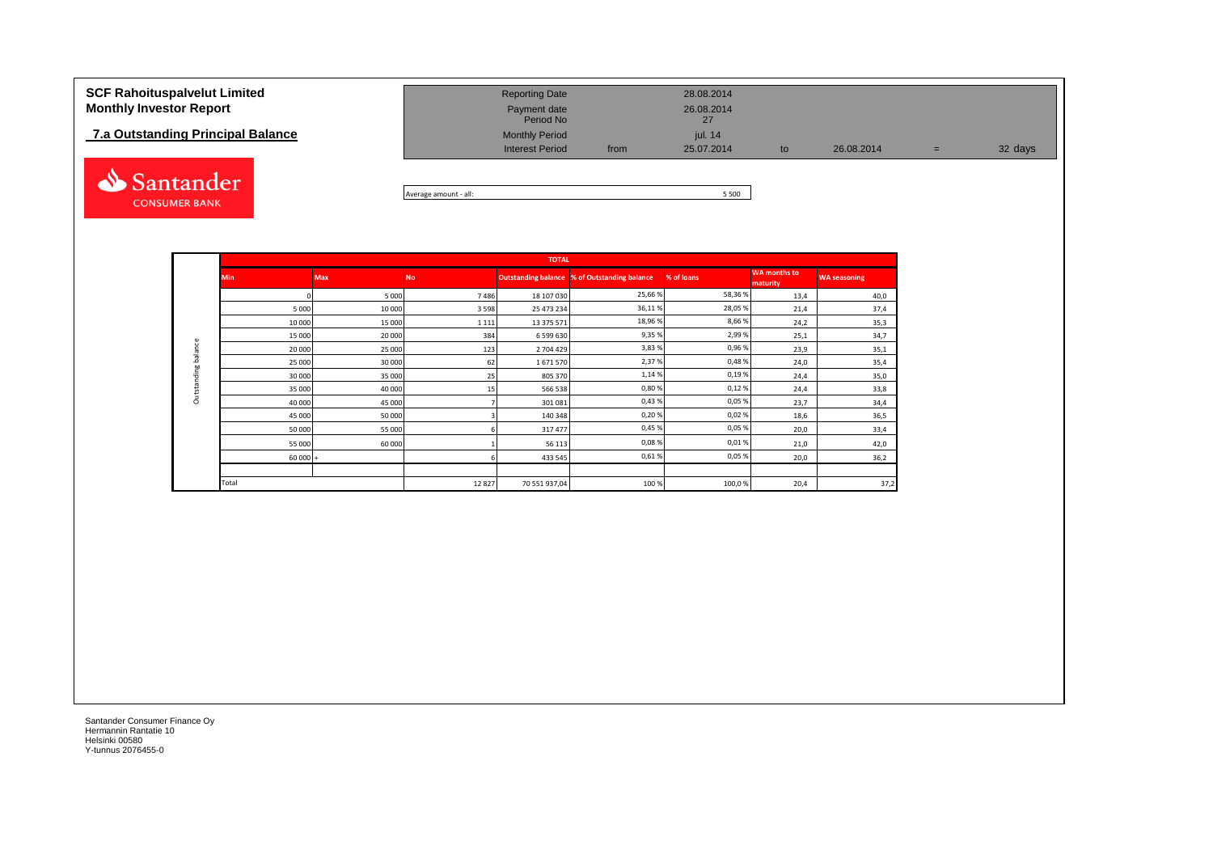**SCF Rahoituspalvelut Limited**
**Monthly Investor Report**

**7.a Outstanding Principal Balance**

| | | | | | | | |
|---|---|---|---|---|---|---|---|
| Reporting Date | | 28.08.2014 | | | | | |
| Payment date | | 26.08.2014 | | | | | |
| Period No | | 27 | | | | | |
| Monthly Period | | jul. 14 | | | | | |
| Interest Period | from | 25.07.2014 | to | 26.08.2014 | = | 32 days | |

Average amount - all: 5 500

| | TOTAL | | | | | | | |
|---|---|---|---|---|---|---|---|---|
| | Min | Max | No | Outstanding balance | % of Outstanding balance | % of loans | WA months to maturity | WA seasoning |
| Outstanding balance | 0 | 5 000 | 7 486 | 18 107 030 | 25,66 % | 58,36 % | 13,4 | 40,0 |
| | 5 000 | 10 000 | 3 598 | 25 473 234 | 36,11 % | 28,05 % | 21,4 | 37,4 |
| | 10 000 | 15 000 | 1 111 | 13 375 571 | 18,96 % | 8,66 % | 24,2 | 35,3 |
| | 15 000 | 20 000 | 384 | 6 599 630 | 9,35 % | 2,99 % | 25,1 | 34,7 |
| | 20 000 | 25 000 | 123 | 2 704 429 | 3,83 % | 0,96 % | 23,9 | 35,1 |
| | 25 000 | 30 000 | 62 | 1 671 570 | 2,37 % | 0,48 % | 24,0 | 35,4 |
| | 30 000 | 35 000 | 25 | 805 370 | 1,14 % | 0,19 % | 24,4 | 35,0 |
| | 35 000 | 40 000 | 15 | 566 538 | 0,80 % | 0,12 % | 24,4 | 33,8 |
| | 40 000 | 45 000 | 7 | 301 081 | 0,43 % | 0,05 % | 23,7 | 34,4 |
| | 45 000 | 50 000 | 3 | 140 348 | 0,20 % | 0,02 % | 18,6 | 36,5 |
| | 50 000 | 55 000 | 6 | 317 477 | 0,45 % | 0,05 % | 20,0 | 33,4 |
| | 55 000 | 60 000 | 1 | 56 113 | 0,08 % | 0,01 % | 21,0 | 42,0 |
| | 60 000 + | | 6 | 433 545 | 0,61 % | 0,05 % | 20,0 | 36,2 |
| | | | | | | | | |
| | Total | | 12 827 | 70 551 937,04 | 100 % | 100,0 % | 20,4 | 37,2 |

Santander Consumer Finance Oy
Hermannin Rantatie 10
Helsinki 00580
Y-tunnus 2076455-0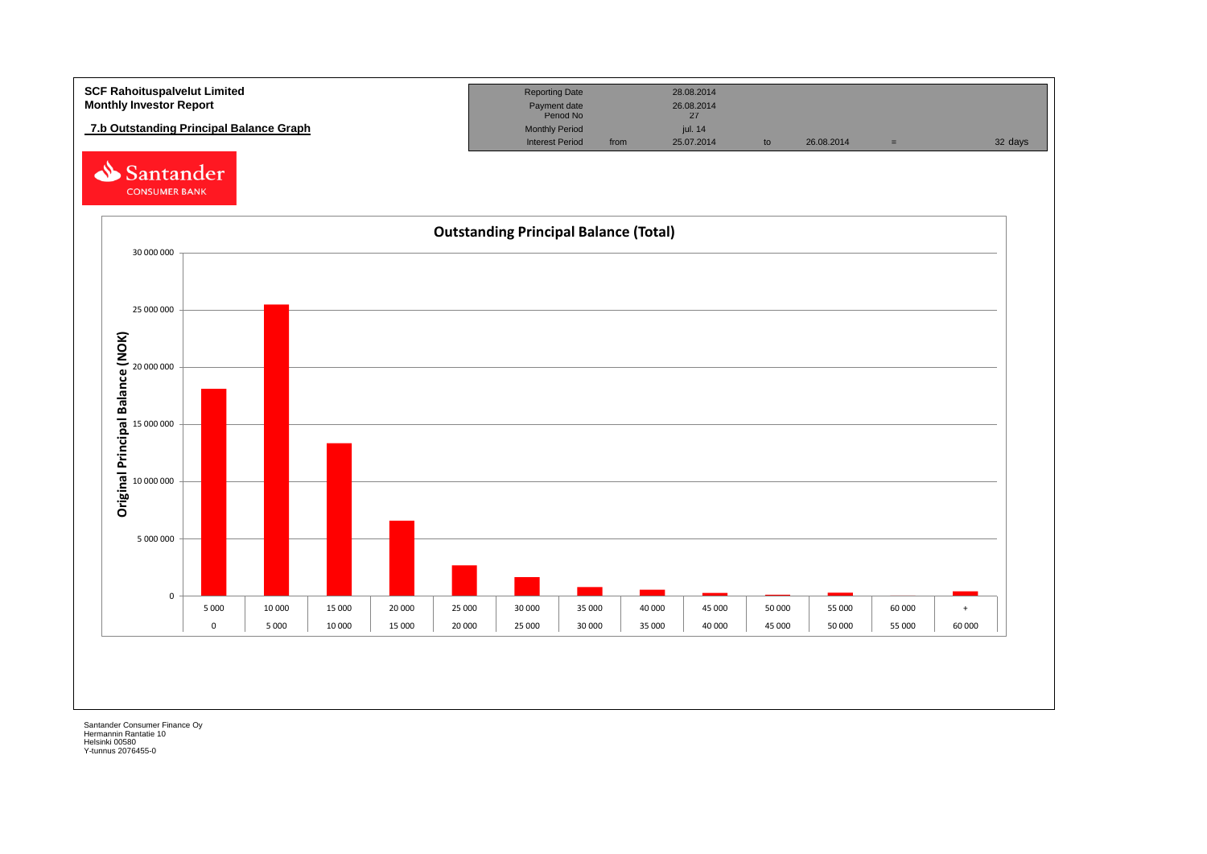**SCF Rahoituspalvelut Limited**
**Monthly Investor Report**

**7.b Outstanding Principal Balance Graph**

| | | | | | | |
|---|---|---|---|---|---|---|
| Reporting Date | | 28.08.2014 | | | | |
| Payment date | | 26.08.2014 | | | | |
| Period No | | 27 | | | | |
| Monthly Period | | jul. 14 | | | | |
| Interest Period | from | 25.07.2014 | to | 26.08.2014 | = | 32 days |

Santander CONSUMER BANK

**Outstanding Principal Balance (Total)**

Original Principal Balance (NOK)

| From | To | Original Principal Balance (NOK) |
|---|---|---|
| 0 | 5 000 | ~18 100 000 |
| 5 000 | 10 000 | ~25 500 000 |
| 10 000 | 15 000 | ~13 300 000 |
| 15 000 | 20 000 | ~6 600 000 |
| 20 000 | 25 000 | ~2 700 000 |
| 25 000 | 30 000 | ~1 600 000 |
| 30 000 | 35 000 | ~800 000 |
| 35 000 | 40 000 | ~550 000 |
| 40 000 | 45 000 | ~250 000 |
| 45 000 | 50 000 | ~100 000 |
| 50 000 | 55 000 | ~300 000 |
| 55 000 | 60 000 | ~0 |
| 60 000 | + | ~400 000 |

Santander Consumer Finance Oy
Hermannin Rantatie 10
Helsinki 00580
Y-tunnus 2076455-0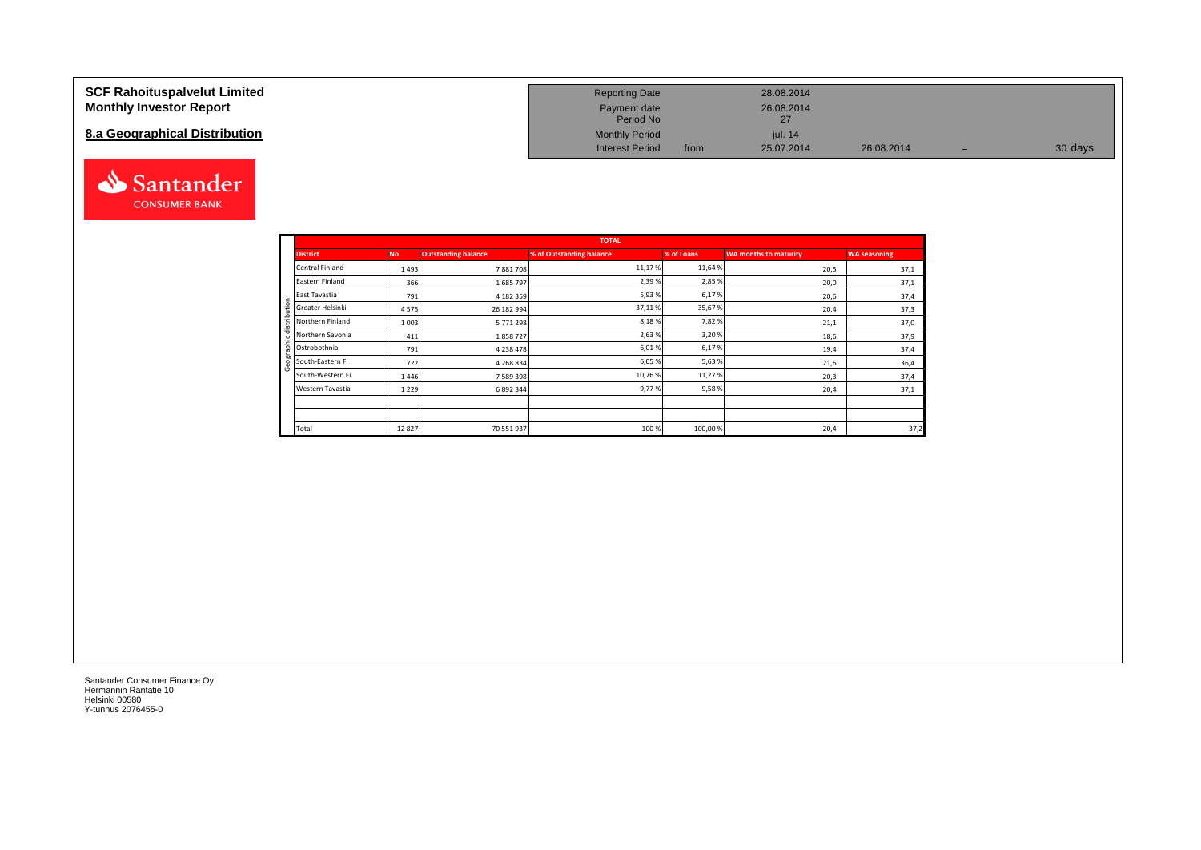# SCF Rahoituspalvelut Limited
# Monthly Investor Report

## 8.a Geographical Distribution

| | | | | |
|---|---|---|---|---|
| Reporting Date | | 28.08.2014 | | | |
| Payment date | | 26.08.2014 | | | |
| Period No | | 27 | | | |
| Monthly Period | | jul. 14 | | | |
| Interest Period | from | 25.07.2014 | 26.08.2014 | = | 30 days |

| | TOTAL | | | | | | |
|---|---|---|---|---|---|---|---|
| | **District** | **No** | **Outstanding balance** | **% of Outstanding balance** | **% of Loans** | **WA months to maturity** | **WA seasoning** |
| Geographic distribution | Central Finland | 1 493 | 7 881 708 | 11,17 % | 11,64 % | 20,5 | 37,1 |
| | Eastern Finland | 366 | 1 685 797 | 2,39 % | 2,85 % | 20,0 | 37,1 |
| | East Tavastia | 791 | 4 182 359 | 5,93 % | 6,17 % | 20,6 | 37,4 |
| | Greater Helsinki | 4 575 | 26 182 994 | 37,11 % | 35,67 % | 20,4 | 37,3 |
| | Northern Finland | 1 003 | 5 771 298 | 8,18 % | 7,82 % | 21,1 | 37,0 |
| | Northern Savonia | 411 | 1 858 727 | 2,63 % | 3,20 % | 18,6 | 37,9 |
| | Ostrobothnia | 791 | 4 238 478 | 6,01 % | 6,17 % | 19,4 | 37,4 |
| | South-Eastern Fi | 722 | 4 268 834 | 6,05 % | 5,63 % | 21,6 | 36,4 |
| | South-Western Fi | 1 446 | 7 589 398 | 10,76 % | 11,27 % | 20,3 | 37,4 |
| | Western Tavastia | 1 229 | 6 892 344 | 9,77 % | 9,58 % | 20,4 | 37,1 |
| | | | | | | | |
| | | | | | | | |
| | Total | 12 827 | 70 551 937 | 100 % | 100,00 % | 20,4 | 37,2 |

Santander Consumer Finance Oy
Hermannin Rantatie 10
Helsinki 00580
Y-tunnus 2076455-0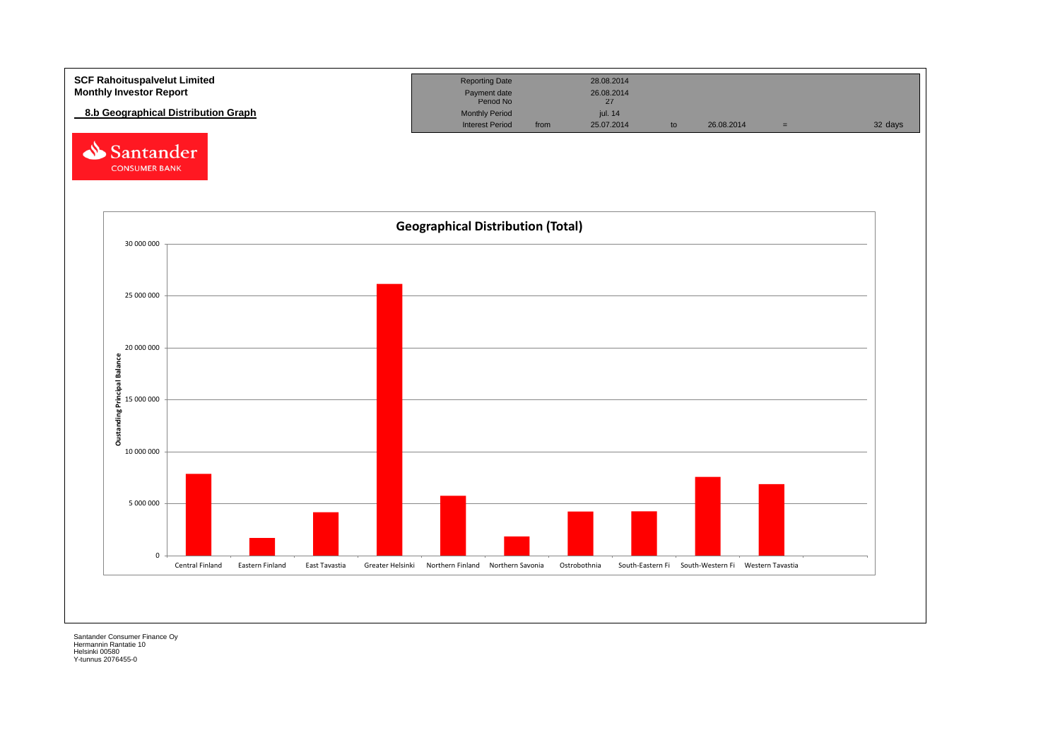**SCF Rahoituspalvelut Limited**
**Monthly Investor Report**

## 8.b Geographical Distribution Graph

| Reporting Date | | 28.08.2014 | | | | |
|---|---|---|---|---|---|---|
| Payment date | | 26.08.2014 | | | | |
| Period No | | 27 | | | | |
| Monthly Period | | jul. 14 | | | | |
| Interest Period | from | 25.07.2014 | to | 26.08.2014 | = | 32 days |

Santander CONSUMER BANK

**Geographical Distribution (Total)**

Oustanding Principal Balance

| Region | Approx. Outstanding Principal Balance |
|---|---|
| Central Finland | ~7 900 000 |
| Eastern Finland | ~1 700 000 |
| East Tavastia | ~4 200 000 |
| Greater Helsinki | ~26 200 000 |
| Northern Finland | ~5 800 000 |
| Northern Savonia | ~1 900 000 |
| Ostrobothnia | ~4 300 000 |
| South-Eastern Fi | ~4 300 000 |
| South-Western Fi | ~7 600 000 |
| Western Tavastia | ~6 900 000 |

Santander Consumer Finance Oy
Hermannin Rantatie 10
Helsinki 00580
Y-tunnus 2076455-0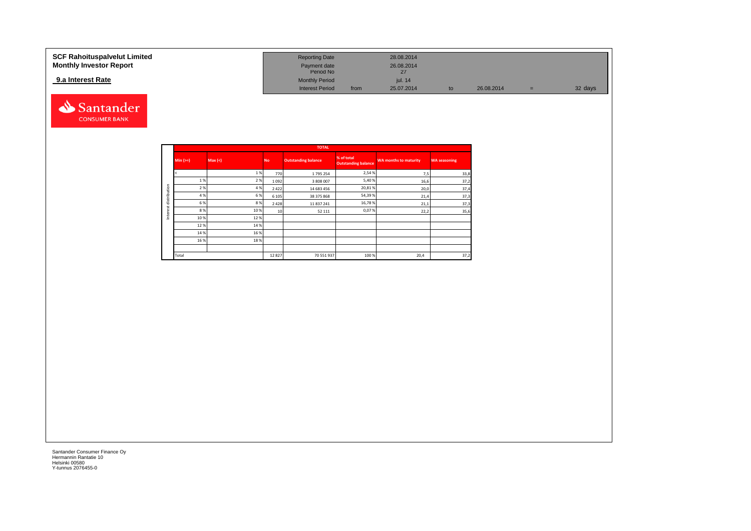# SCF Rahoituspalvelut Limited
## Monthly Investor Report

### 9.a Interest Rate

| | | | | | | | |
|---|---|---|---|---|---|---|---|
| Reporting Date | | 28.08.2014 | | | | | |
| Payment date | | 26.08.2014 | | | | | |
| Period No | | 27 | | | | | |
| Monthly Period | | jul. 14 | | | | | |
| Interest Period | from | 25.07.2014 | to | 26.08.2014 | = | 32 days | |

| | TOTAL | | | | | | |
|---|---|---|---|---|---|---|---|
| | Min (>=) | Max (<) | No | Outstanding balance | % of total Outstanding balance | WA months to maturity | WA seasoning |
| Interest distribution | < | 1 % | 770 | 1 795 254 | 2,54 % | 7,5 | 33,8 |
| | 1 % | 2 % | 1 092 | 3 808 007 | 5,40 % | 16,6 | 37,2 |
| | 2 % | 4 % | 2 422 | 14 683 456 | 20,81 % | 20,0 | 37,4 |
| | 4 % | 6 % | 6 105 | 38 375 868 | 54,39 % | 21,4 | 37,3 |
| | 6 % | 8 % | 2 428 | 11 837 241 | 16,78 % | 21,1 | 37,3 |
| | 8 % | 10 % | 10 | 52 111 | 0,07 % | 22,2 | 35,6 |
| | 10 % | 12 % | | | | | |
| | 12 % | 14 % | | | | | |
| | 14 % | 16 % | | | | | |
| | 16 % | 18 % | | | | | |
| | | | | | | | |
| | Total | | 12 827 | 70 551 937 | 100 % | 20,4 | 37,2 |

Santander Consumer Finance Oy
Hermannin Rantatie 10
Helsinki 00580
Y-tunnus 2076455-0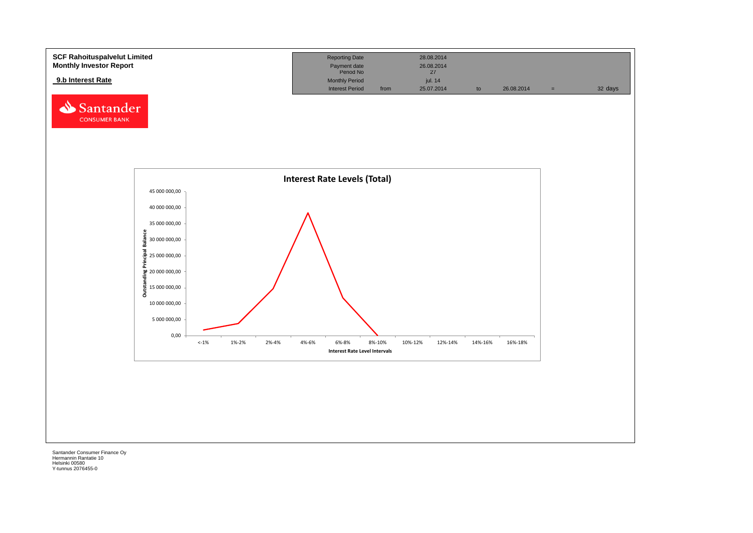**SCF Rahoituspalvelut Limited**
**Monthly Investor Report**

**9.b Interest Rate**

| Reporting Date | | 28.08.2014 | | | | |
|---|---|---|---|---|---|---|
| Payment date | | 26.08.2014 | | | | |
| Period No | | 27 | | | | |
| Monthly Period | | jul. 14 | | | | |
| Interest Period | from | 25.07.2014 | to | 26.08.2014 | = | 32 days |

**Interest Rate Levels (Total)**

Outstanding Principal Balance: 0,00; 5 000 000,00; 10 000 000,00; 15 000 000,00; 20 000 000,00; 25 000 000,00; 30 000 000,00; 35 000 000,00; 40 000 000,00; 45 000 000,00

Interest Rate Level Intervals: <-1%; 1%-2%; 2%-4%; 4%-6%; 6%-8%; 8%-10%; 10%-12%; 12%-14%; 14%-16%; 16%-18%

Santander Consumer Finance Oy
Hermannin Rantatie 10
Helsinki 00580
Y-tunnus 2076455-0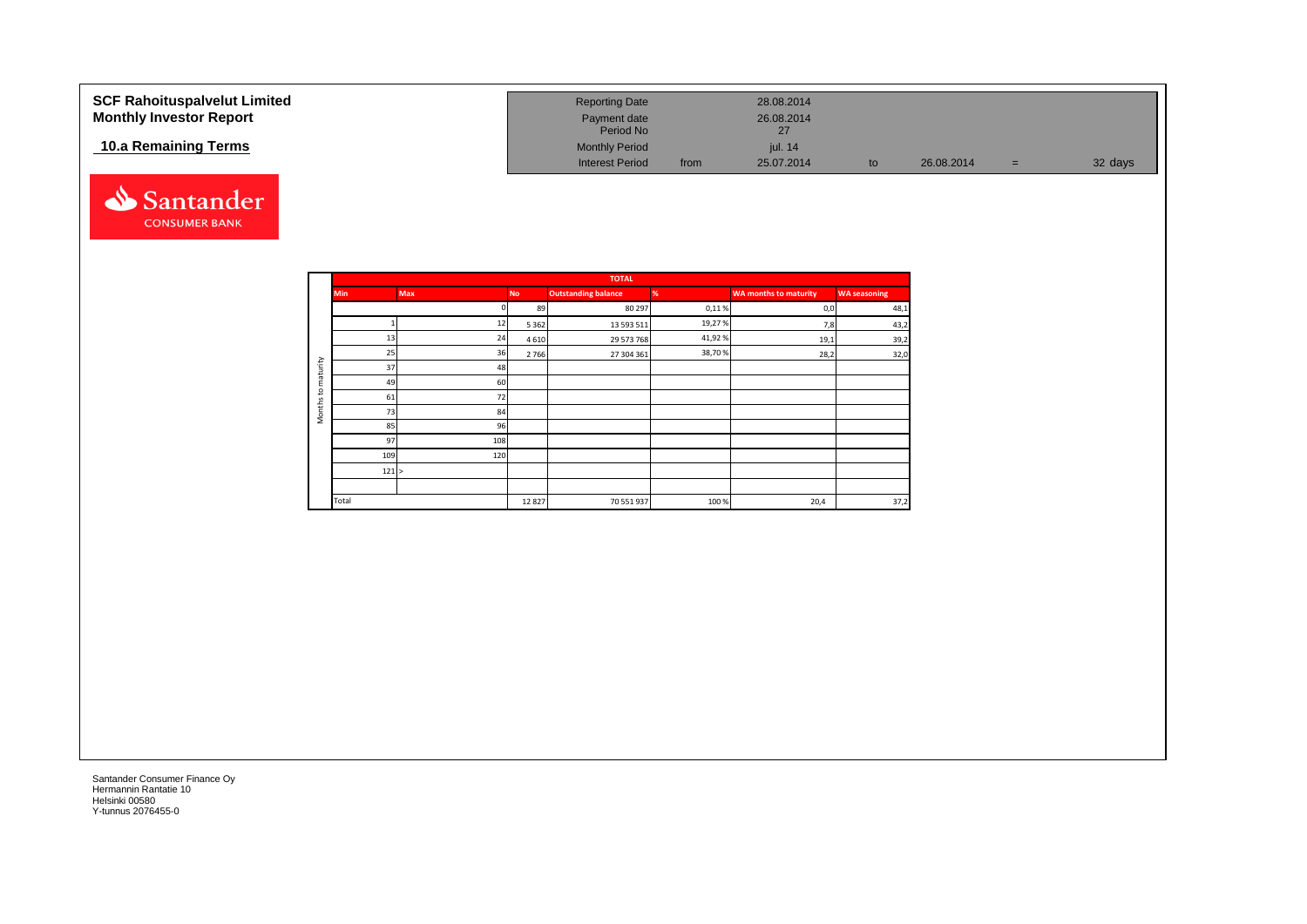# SCF Rahoituspalvelut Limited
# Monthly Investor Report

## 10.a Remaining Terms

| | | | | | | |
|---|---|---|---|---|---|---|
| Reporting Date | | 28.08.2014 | | | | |
| Payment date | | 26.08.2014 | | | | |
| Period No | | 27 | | | | |
| Monthly Period | | jul. 14 | | | | |
| Interest Period | from | 25.07.2014 | to | 26.08.2014 | = | 32 days |

Months to maturity

| Min | Max | No | Outstanding balance | % | WA months to maturity | WA seasoning |
|---|---|---|---|---|---|---|
| | 0 | 89 | 80 297 | 0,11 % | 0,0 | 48,1 |
| 1 | 12 | 5 362 | 13 593 511 | 19,27 % | 7,8 | 43,2 |
| 13 | 24 | 4 610 | 29 573 768 | 41,92 % | 19,1 | 39,2 |
| 25 | 36 | 2 766 | 27 304 361 | 38,70 % | 28,2 | 32,0 |
| 37 | 48 | | | | | |
| 49 | 60 | | | | | |
| 61 | 72 | | | | | |
| 73 | 84 | | | | | |
| 85 | 96 | | | | | |
| 97 | 108 | | | | | |
| 109 | 120 | | | | | |
| 121 | > | | | | | |
| | | | | | | |
| Total | | 12 827 | 70 551 937 | 100 % | 20,4 | 37,2 |

Santander Consumer Finance Oy
Hermannin Rantatie 10
Helsinki 00580
Y-tunnus 2076455-0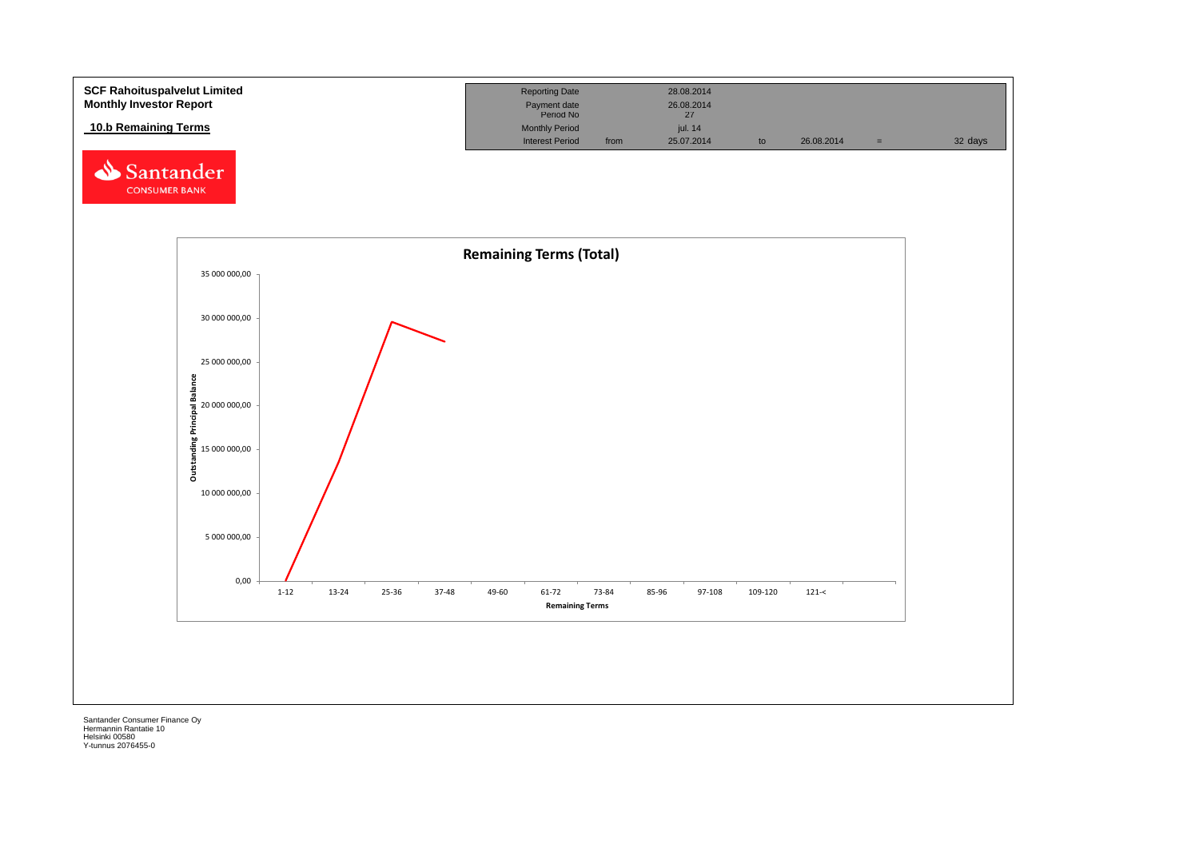**SCF Rahoituspalvelut Limited**
**Monthly Investor Report**

## 10.b Remaining Terms

| Reporting Date | | 28.08.2014 | | | | |
|---|---|---|---|---|---|---|
| Payment date | | 26.08.2014 | | | | |
| Period No | | 27 | | | | |
| Monthly Period | | jul. 14 | | | | |
| Interest Period | from | 25.07.2014 | to | 26.08.2014 | = | 32 days |

**Remaining Terms (Total)**

Outstanding Principal Balance

35 000 000,00
30 000 000,00
25 000 000,00
20 000 000,00
15 000 000,00
10 000 000,00
5 000 000,00
0,00

1-12 | 13-24 | 25-36 | 37-48 | 49-60 | 61-72 | 73-84 | 85-96 | 97-108 | 109-120 | 121-<

Remaining Terms

Santander Consumer Finance Oy
Hermannin Rantatie 10
Helsinki 00580
Y-tunnus 2076455-0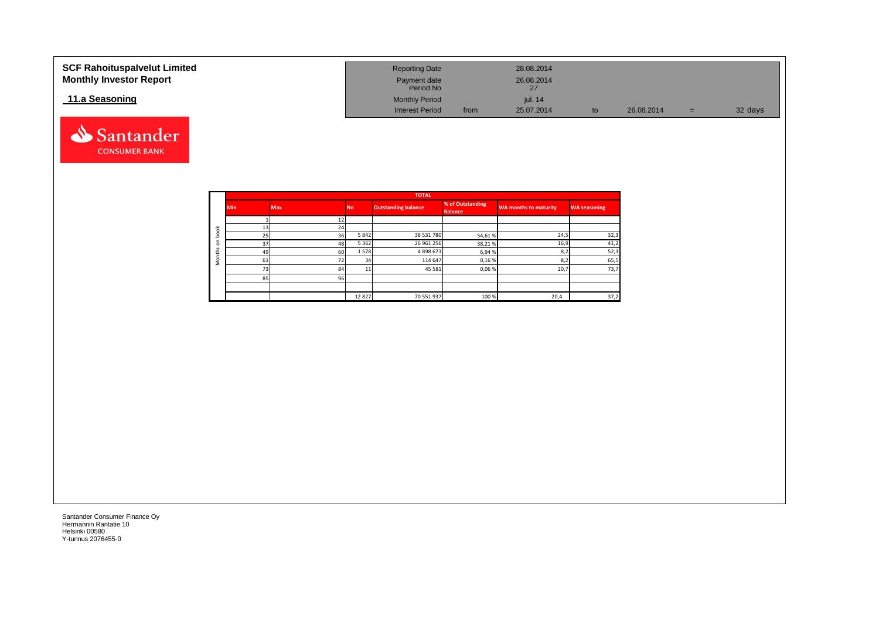**SCF Rahoituspalvelut Limited**
**Monthly Investor Report**

## 11.a Seasoning

| Reporting Date | | 28.08.2014 | | | | |
|---|---|---|---|---|---|---|
| Payment date | | 26.08.2014 | | | | |
| Period No | | 27 | | | | |
| Monthly Period | | jul. 14 | | | | |
| Interest Period | from | 25.07.2014 | to | 26.08.2014 | = | 32 days |

| | TOTAL | | | | | | |
|---|---|---|---|---|---|---|---|
| | Min | Max | No | Outstanding balance | % of Outstanding Balance | WA months to maturity | WA seasoning |
| Months on book | 1 | 12 | | | | | |
| | 13 | 24 | | | | | |
| | 25 | 36 | 5 842 | 38 531 780 | 54,61 % | 24,5 | 32,3 |
| | 37 | 48 | 5 362 | 26 961 256 | 38,21 % | 16,9 | 41,2 |
| | 49 | 60 | 1 578 | 4 898 673 | 6,94 % | 8,2 | 52,3 |
| | 61 | 72 | 34 | 114 647 | 0,16 % | 8,2 | 65,5 |
| | 73 | 84 | 11 | 45 581 | 0,06 % | 20,7 | 73,7 |
| | 85 | 96 | | | | | |
| | | | | | | | |
| | | | 12 827 | 70 551 937 | 100 % | 20,4 | 37,2 |

Santander Consumer Finance Oy
Hermannin Rantatie 10
Helsinki 00580
Y-tunnus 2076455-0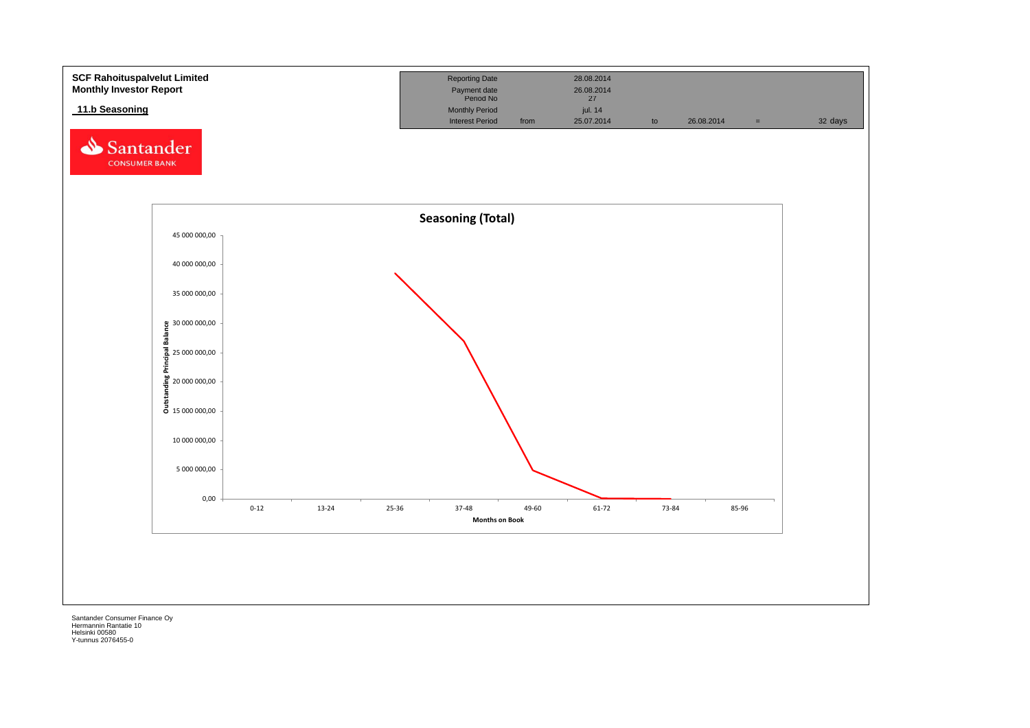**SCF Rahoituspalvelut Limited**
**Monthly Investor Report**

**11.b Seasoning**

| Reporting Date | | 28.08.2014 | | | | |
|---|---|---|---|---|---|---|
| Payment date | | 26.08.2014 | | | | |
| Period No | | 27 | | | | |
| Monthly Period | | jul. 14 | | | | |
| Interest Period | from | 25.07.2014 | to | 26.08.2014 | = | 32 days |

**Seasoning (Total)**

Outstanding Principal Balance (y-axis: 0,00 – 45 000 000,00)

Months on Book (x-axis): 0-12, 13-24, 25-36, 37-48, 49-60, 61-72, 73-84, 85-96

Santander Consumer Finance Oy
Hermannin Rantatie 10
Helsinki 00580
Y-tunnus 2076455-0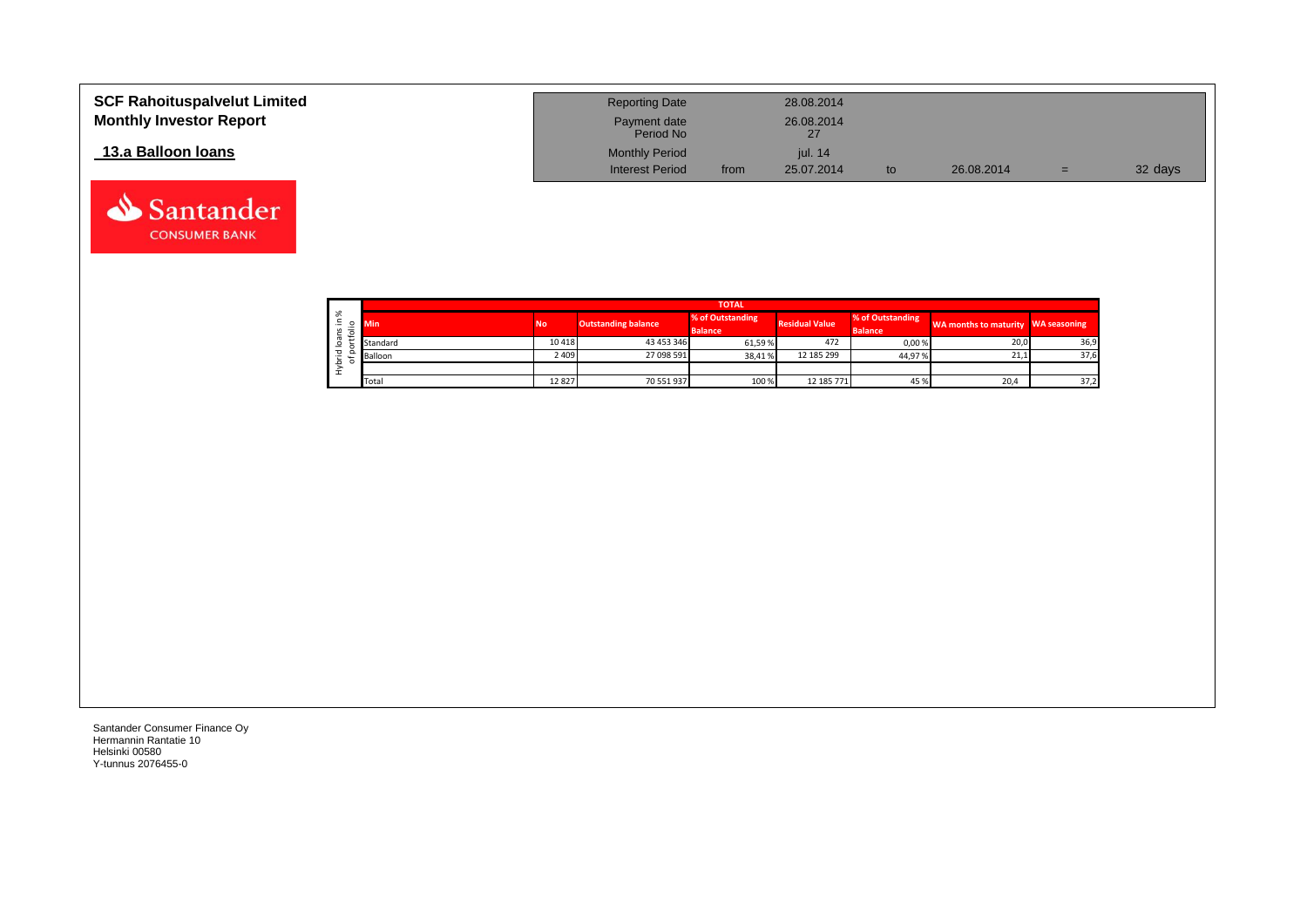# SCF Rahoituspalvelut Limited
## Monthly Investor Report

### 13.a Balloon loans

| Reporting Date | | 28.08.2014 | | | | |
|---|---|---|---|---|---|---|
| Payment date | | 26.08.2014 | | | | |
| Period No | | 27 | | | | |
| Monthly Period | | jul. 14 | | | | |
| Interest Period | from | 25.07.2014 | to | 26.08.2014 | = | 32 days |

Hybrid loans in % of portfolio

| TOTAL | | | | | | | |
|---|---|---|---|---|---|---|---|
| Min | No | Outstanding balance | % of Outstanding Balance | Residual Value | % of Outstanding Balance | WA months to maturity | WA seasoning |
| Standard | 10 418 | 43 453 346 | 61,59 % | 472 | 0,00 % | 20,0 | 36,9 |
| Balloon | 2 409 | 27 098 591 | 38,41 % | 12 185 299 | 44,97 % | 21,1 | 37,6 |
| | | | | | | | |
| Total | 12 827 | 70 551 937 | 100 % | 12 185 771 | 45 % | 20,4 | 37,2 |

Santander Consumer Finance Oy
Hermannin Rantatie 10
Helsinki 00580
Y-tunnus 2076455-0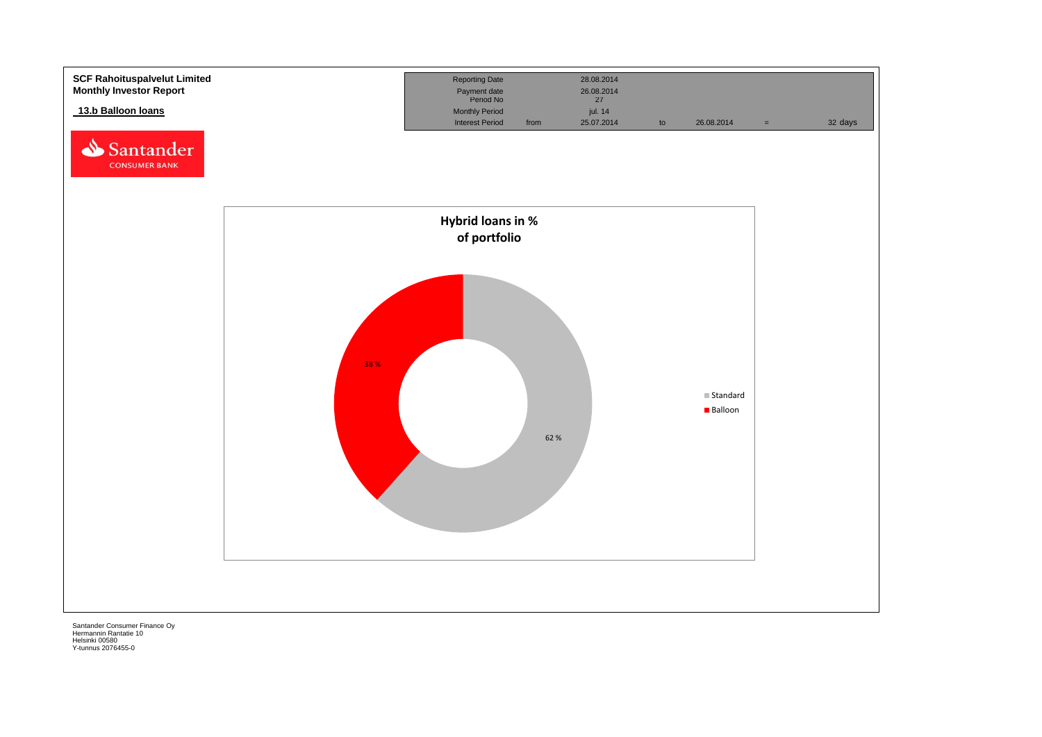**SCF Rahoituspalvelut Limited**
**Monthly Investor Report**

## 13.b Balloon loans

| Reporting Date | | 28.08.2014 | | | | |
|---|---|---|---|---|---|---|
| Payment date | | 26.08.2014 | | | | |
| Period No | | 27 | | | | |
| Monthly Period | | jul. 14 | | | | |
| Interest Period | from | 25.07.2014 | to | 26.08.2014 | = | 32 days |

**Hybrid loans in % of portfolio**

| | % |
|---|---|
| Standard | 62 % |
| Balloon | 38 % |

Santander Consumer Finance Oy
Hermannin Rantatie 10
Helsinki 00580
Y-tunnus 2076455-0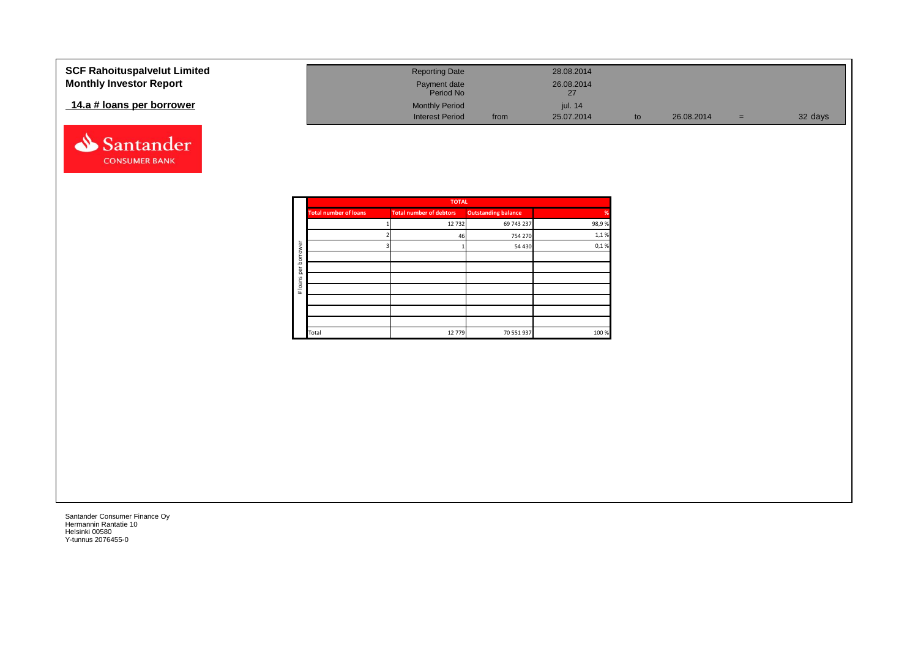**SCF Rahoituspalvelut Limited**
**Monthly Investor Report**

**14.a # loans per borrower**

| | | | | | | |
|---|---|---|---|---|---|---|
| Reporting Date | | 28.08.2014 | | | | |
| Payment date | | 26.08.2014 | | | | |
| Period No | | 27 | | | | |
| Monthly Period | | jul. 14 | | | | |
| Interest Period | from | 25.07.2014 | to | 26.08.2014 | = | 32 days |

| TOTAL | | | |
|---|---|---|---|
| Total number of loans | Total number of debtors | Outstanding balance | % |
| 1 | 12 732 | 69 743 237 | 98,9 % |
| 2 | 46 | 754 270 | 1,1 % |
| 3 | 1 | 54 430 | 0,1 % |
| | | | |
| | | | |
| | | | |
| | | | |
| | | | |
| | | | |
| | | | |
| Total | 12 779 | 70 551 937 | 100 % |

# loans per borrower

Santander Consumer Finance Oy
Hermannin Rantatie 10
Helsinki 00580
Y-tunnus 2076455-0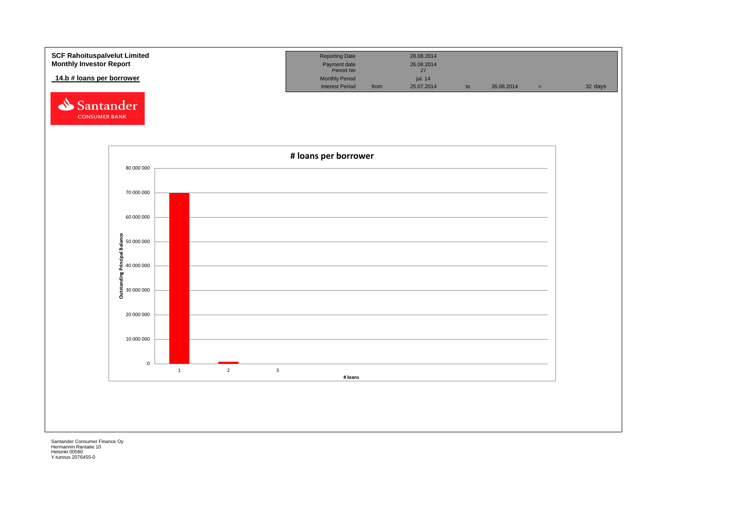**SCF Rahoituspalvelut Limited**
**Monthly Investor Report**

**14.b # loans per borrower**

| | | | | | | |
|---|---|---|---|---|---|---|
| Reporting Date | | 28.08.2014 | | | | |
| Payment date | | 26.08.2014 | | | | |
| Period No | | 27 | | | | |
| Monthly Period | | jul. 14 | | | | |
| Interest Period | from | 25.07.2014 | to | 26.08.2014 | = | 32 days |

Santander CONSUMER BANK

**# loans per borrower**

Outstanding Principal Balance

80 000 000
70 000 000
60 000 000
50 000 000
40 000 000
30 000 000
20 000 000
10 000 000
0

1 2 3

# loans

Santander Consumer Finance Oy
Hermannin Rantatie 10
Helsinki 00580
Y-tunnus 2076455-0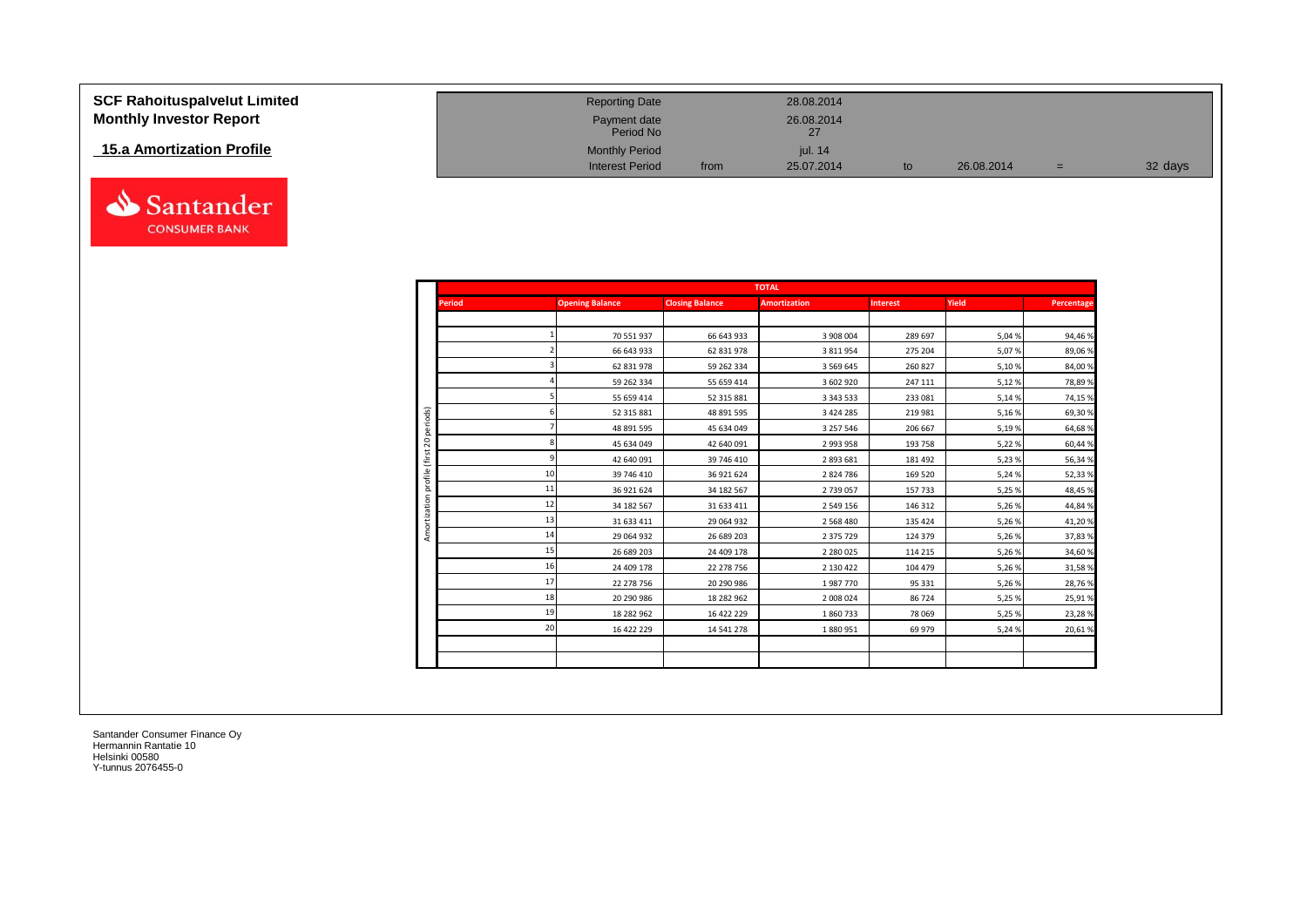**SCF Rahoituspalvelut Limited**
**Monthly Investor Report**

**15.a Amortization Profile**

| | | | | | | |
|---|---|---|---|---|---|---|
| Reporting Date | | 28.08.2014 | | | | |
| Payment date | | 26.08.2014 | | | | |
| Period No | | 27 | | | | |
| Monthly Period | | jul. 14 | | | | |
| Interest Period | from | 25.07.2014 | to | 26.08.2014 | = | 32 days |

Amortization profile (first 20 periods)

| TOTAL | | | | | | |
|---|---|---|---|---|---|---|
| Period | Opening Balance | Closing Balance | Amortization | Interest | Yield | Percentage |
| 1 | 70 551 937 | 66 643 933 | 3 908 004 | 289 697 | 5,04 % | 94,46 % |
| 2 | 66 643 933 | 62 831 978 | 3 811 954 | 275 204 | 5,07 % | 89,06 % |
| 3 | 62 831 978 | 59 262 334 | 3 569 645 | 260 827 | 5,10 % | 84,00 % |
| 4 | 59 262 334 | 55 659 414 | 3 602 920 | 247 111 | 5,12 % | 78,89 % |
| 5 | 55 659 414 | 52 315 881 | 3 343 533 | 233 081 | 5,14 % | 74,15 % |
| 6 | 52 315 881 | 48 891 595 | 3 424 285 | 219 981 | 5,16 % | 69,30 % |
| 7 | 48 891 595 | 45 634 049 | 3 257 546 | 206 667 | 5,19 % | 64,68 % |
| 8 | 45 634 049 | 42 640 091 | 2 993 958 | 193 758 | 5,22 % | 60,44 % |
| 9 | 42 640 091 | 39 746 410 | 2 893 681 | 181 492 | 5,23 % | 56,34 % |
| 10 | 39 746 410 | 36 921 624 | 2 824 786 | 169 520 | 5,24 % | 52,33 % |
| 11 | 36 921 624 | 34 182 567 | 2 739 057 | 157 733 | 5,25 % | 48,45 % |
| 12 | 34 182 567 | 31 633 411 | 2 549 156 | 146 312 | 5,26 % | 44,84 % |
| 13 | 31 633 411 | 29 064 932 | 2 568 480 | 135 424 | 5,26 % | 41,20 % |
| 14 | 29 064 932 | 26 689 203 | 2 375 729 | 124 379 | 5,26 % | 37,83 % |
| 15 | 26 689 203 | 24 409 178 | 2 280 025 | 114 215 | 5,26 % | 34,60 % |
| 16 | 24 409 178 | 22 278 756 | 2 130 422 | 104 479 | 5,26 % | 31,58 % |
| 17 | 22 278 756 | 20 290 986 | 1 987 770 | 95 331 | 5,26 % | 28,76 % |
| 18 | 20 290 986 | 18 282 962 | 2 008 024 | 86 724 | 5,25 % | 25,91 % |
| 19 | 18 282 962 | 16 422 229 | 1 860 733 | 78 069 | 5,25 % | 23,28 % |
| 20 | 16 422 229 | 14 541 278 | 1 880 951 | 69 979 | 5,24 % | 20,61 % |

Santander Consumer Finance Oy
Hermannin Rantatie 10
Helsinki 00580
Y-tunnus 2076455-0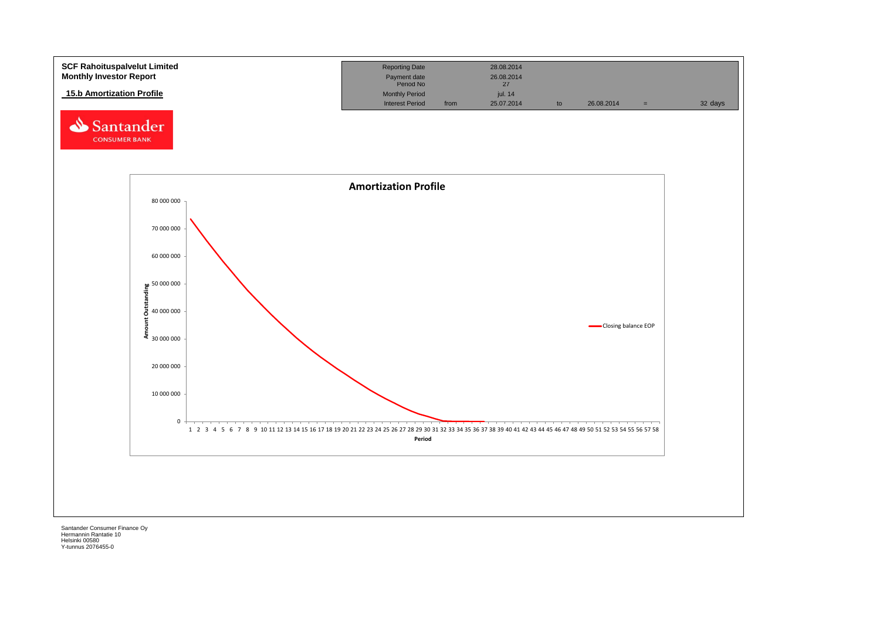**SCF Rahoituspalvelut Limited**
**Monthly Investor Report**

**15.b Amortization Profile**

| | | | | | | |
|---|---|---|---|---|---|---|
| Reporting Date | | 28.08.2014 | | | | |
| Payment date | | 26.08.2014 | | | | |
| Period No | | 27 | | | | |
| Monthly Period | | jul. 14 | | | | |
| Interest Period | from | 25.07.2014 | to | 26.08.2014 | = | 32 days |

**Amortization Profile**

Amount Outstanding (0 – 80 000 000) vs. Period (1 – 58)

Legend: Closing balance EOP

Santander Consumer Finance Oy
Hermannin Rantatie 10
Helsinki 00580
Y-tunnus 2076455-0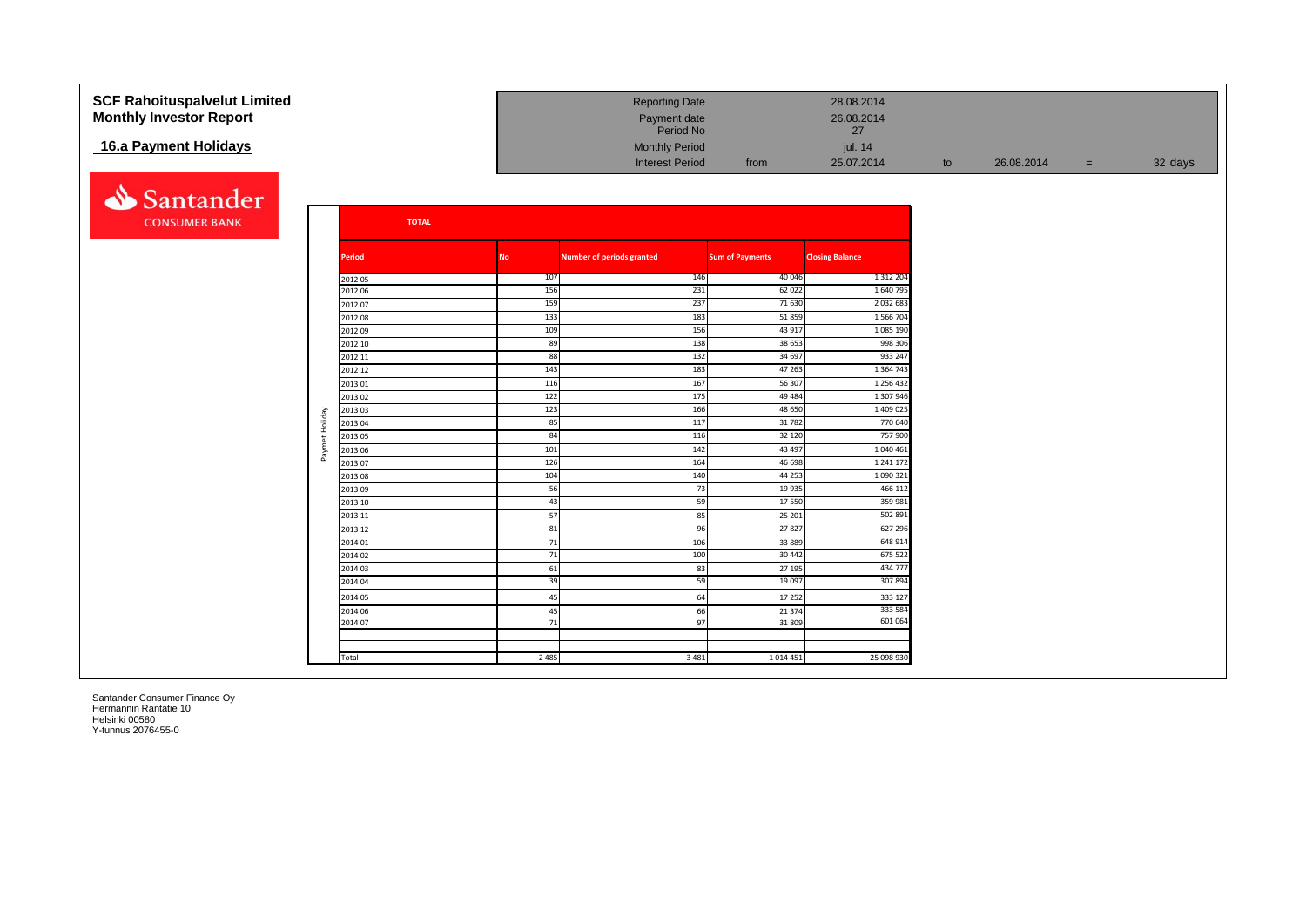# SCF Rahoituspalvelut Limited
# Monthly Investor Report

## 16.a Payment Holidays

| | | | | | | | |
|---|---|---|---|---|---|---|---|
| Reporting Date | | 28.08.2014 | | | | | |
| Payment date | | 26.08.2014 | | | | | |
| Period No | | 27 | | | | | |
| Monthly Period | | jul. 14 | | | | | |
| Interest Period | from | 25.07.2014 | to | 26.08.2014 | = | 32 days | |

Santander CONSUMER BANK

**TOTAL**

Paymet Holiday

| Period | No | Number of periods granted | Sum of Payments | Closing Balance |
|---|---|---|---|---|
| 2012 05 | 107 | 146 | 40 046 | 1 312 204 |
| 2012 06 | 156 | 231 | 62 022 | 1 640 795 |
| 2012 07 | 159 | 237 | 71 630 | 2 032 683 |
| 2012 08 | 133 | 183 | 51 859 | 1 566 704 |
| 2012 09 | 109 | 156 | 43 917 | 1 085 190 |
| 2012 10 | 89 | 138 | 38 653 | 998 306 |
| 2012 11 | 88 | 132 | 34 697 | 933 247 |
| 2012 12 | 143 | 183 | 47 263 | 1 364 743 |
| 2013 01 | 116 | 167 | 56 307 | 1 256 432 |
| 2013 02 | 122 | 175 | 49 484 | 1 307 946 |
| 2013 03 | 123 | 166 | 48 650 | 1 409 025 |
| 2013 04 | 85 | 117 | 31 782 | 770 640 |
| 2013 05 | 84 | 116 | 32 120 | 757 900 |
| 2013 06 | 101 | 142 | 43 497 | 1 040 461 |
| 2013 07 | 126 | 164 | 46 698 | 1 241 172 |
| 2013 08 | 104 | 140 | 44 253 | 1 090 321 |
| 2013 09 | 56 | 73 | 19 935 | 466 112 |
| 2013 10 | 43 | 59 | 17 550 | 359 981 |
| 2013 11 | 57 | 85 | 25 201 | 502 891 |
| 2013 12 | 81 | 96 | 27 827 | 627 296 |
| 2014 01 | 71 | 106 | 33 889 | 648 914 |
| 2014 02 | 71 | 100 | 30 442 | 675 522 |
| 2014 03 | 61 | 83 | 27 195 | 434 777 |
| 2014 04 | 39 | 59 | 19 097 | 307 894 |
| 2014 05 | 45 | 64 | 17 252 | 333 127 |
| 2014 06 | 45 | 66 | 21 374 | 333 584 |
| 2014 07 | 71 | 97 | 31 809 | 601 064 |
| | | | | |
| | | | | |
| Total | 2 485 | 3 481 | 1 014 451 | 25 098 930 |

Santander Consumer Finance Oy
Hermannin Rantatie 10
Helsinki 00580
Y-tunnus 2076455-0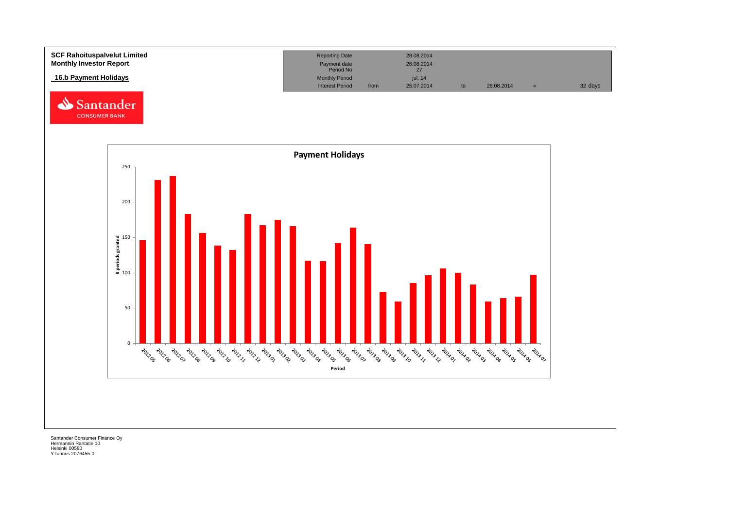**SCF Rahoituspalvelut Limited**
**Monthly Investor Report**

**16.b Payment Holidays**

| Reporting Date | | 28.08.2014 | | | | |
|---|---|---|---|---|---|---|
| Payment date | | 26.08.2014 | | | | |
| Period No | | 27 | | | | |
| Monthly Period | | jul. 14 | | | | |
| Interest Period | from | 25.07.2014 | to | 26.08.2014 | = | 32 days |

**Payment Holidays**

| Period | # periods granted (approx.) |
|---|---|
| 2012 05 | 146 |
| 2012 06 | 231 |
| 2012 07 | 237 |
| 2012 08 | 183 |
| 2012 09 | 156 |
| 2012 10 | 138 |
| 2012 11 | 132 |
| 2012 12 | 183 |
| 2013 01 | 167 |
| 2013 02 | 175 |
| 2013 03 | 166 |
| 2013 04 | 117 |
| 2013 05 | 116 |
| 2013 06 | 142 |
| 2013 07 | 164 |
| 2013 08 | 140 |
| 2013 09 | 73 |
| 2013 10 | 59 |
| 2013 11 | 85 |
| 2013 12 | 96 |
| 2014 01 | 106 |
| 2014 02 | 100 |
| 2014 03 | 83 |
| 2014 04 | 59 |
| 2014 05 | 64 |
| 2014 06 | 66 |
| 2014 07 | 97 |

Santander Consumer Finance Oy
Hermannin Rantatie 10
Helsinki 00580
Y-tunnus 2076455-0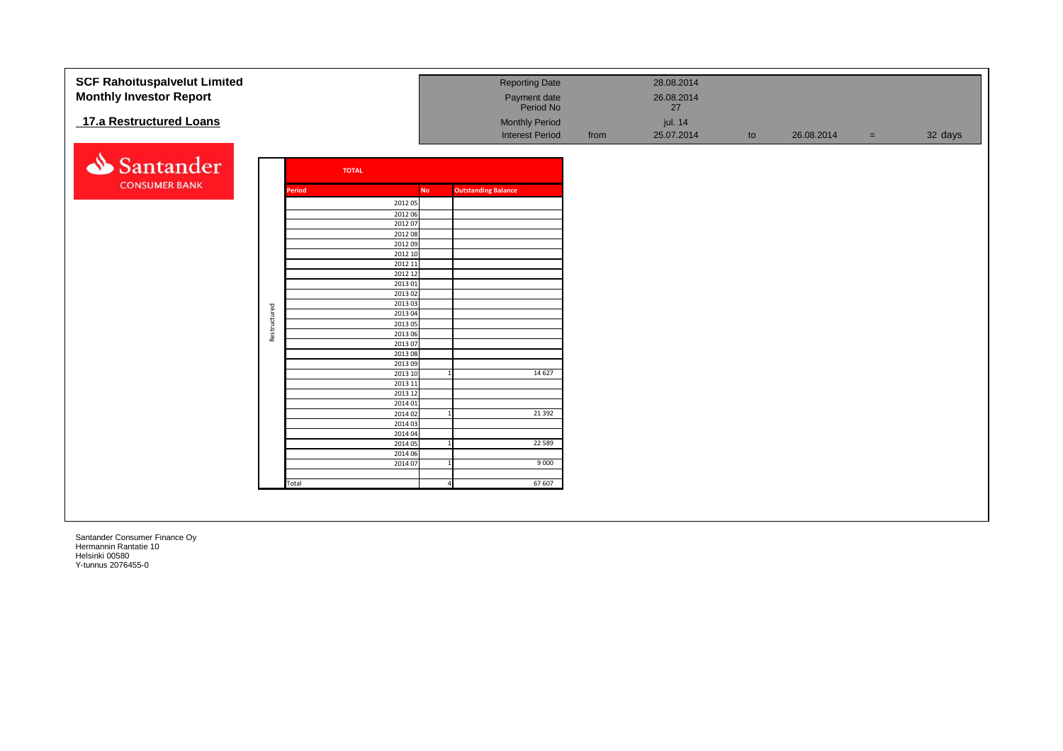**SCF Rahoituspalvelut Limited**
**Monthly Investor Report**

## 17.a Restructured Loans

| | | | | | | | |
|---|---|---|---|---|---|---|---|
| Reporting Date | | 28.08.2014 | | | | | |
| Payment date | | 26.08.2014 | | | | | |
| Period No | | 27 | | | | | |
| Monthly Period | | jul. 14 | | | | | |
| Interest Period | from | 25.07.2014 | to | 26.08.2014 | = | 32 days | |

Santander CONSUMER BANK

**TOTAL** (Restructured)

| Period | No | Outstanding Balance |
|---|---|---|
| 2012 05 | | |
| 2012 06 | | |
| 2012 07 | | |
| 2012 08 | | |
| 2012 09 | | |
| 2012 10 | | |
| 2012 11 | | |
| 2012 12 | | |
| 2013 01 | | |
| 2013 02 | | |
| 2013 03 | | |
| 2013 04 | | |
| 2013 05 | | |
| 2013 06 | | |
| 2013 07 | | |
| 2013 08 | | |
| 2013 09 | | |
| 2013 10 | 1 | 14 627 |
| 2013 11 | | |
| 2013 12 | | |
| 2014 01 | | |
| 2014 02 | 1 | 21 392 |
| 2014 03 | | |
| 2014 04 | | |
| 2014 05 | 1 | 22 589 |
| 2014 06 | | |
| 2014 07 | 1 | 9 000 |
| | | |
| Total | 4 | 67 607 |

Santander Consumer Finance Oy
Hermannin Rantatie 10
Helsinki 00580
Y-tunnus 2076455-0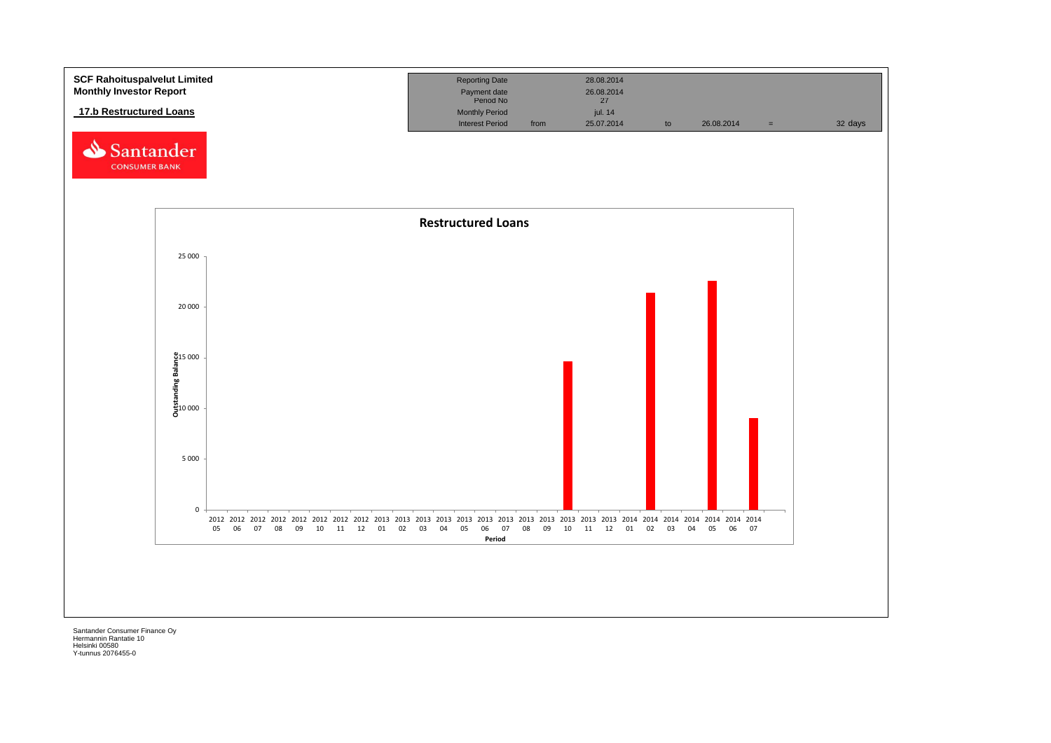**SCF Rahoituspalvelut Limited**
**Monthly Investor Report**

**17.b Restructured Loans**

| | | | | | | |
|---|---|---|---|---|---|---|
| Reporting Date | | 28.08.2014 | | | | |
| Payment date | | 26.08.2014 | | | | |
| Period No | | 27 | | | | |
| Monthly Period | | jul. 14 | | | | |
| Interest Period | from | 25.07.2014 | to | 26.08.2014 | = | 32 days |

## Restructured Loans

Outstanding Balance

25 000
20 000
15 000
10 000
5 000
0

2012 05, 2012 06, 2012 07, 2012 08, 2012 09, 2012 10, 2012 11, 2012 12, 2013 01, 2013 02, 2013 03, 2013 04, 2013 05, 2013 06, 2013 07, 2013 08, 2013 09, 2013 10, 2013 11, 2013 12, 2014 01, 2014 02, 2014 03, 2014 04, 2014 05, 2014 06, 2014 07

Period

Santander Consumer Finance Oy
Hermannin Rantatie 10
Helsinki 00580
Y-tunnus 2076455-0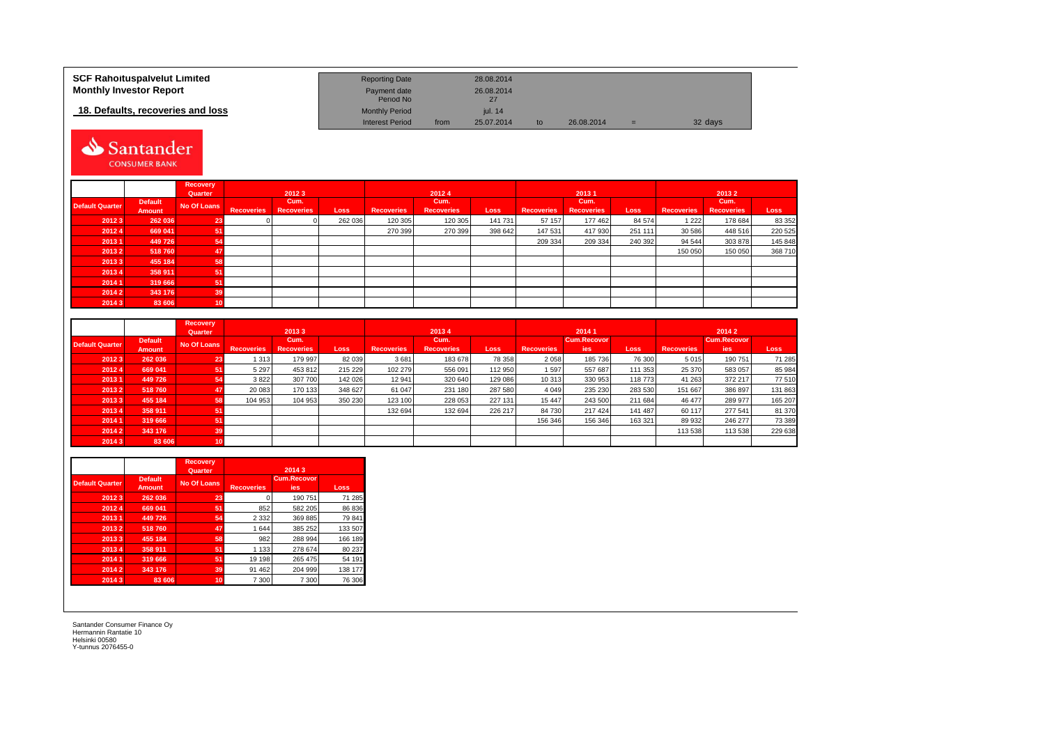**SCF Rahoituspalvelut Limited**
**Monthly Investor Report**

**18. Defaults, recoveries and loss**

| Reporting Date | | 28.08.2014 | | | | |
|---|---|---|---|---|---|---|
| Payment date | | 26.08.2014 | | | | |
| Period No | | 27 | | | | |
| Monthly Period | | jul. 14 | | | | |
| Interest Period | from | 25.07.2014 | to | 26.08.2014 | = | 32 days |

| | | Recovery Quarter | 2012 3 | | | 2012 4 | | | 2013 1 | | | 2013 2 | | |
|---|---|---|---|---|---|---|---|---|---|---|---|---|---|---|
| Default Quarter | Default Amount | No Of Loans | Recoveries | Cum. Recoveries | Loss | Recoveries | Cum. Recoveries | Loss | Recoveries | Cum. Recoveries | Loss | Recoveries | Cum. Recoveries | Loss |
| 2012 3 | 262 036 | 23 | 0 | 0 | 262 036 | 120 305 | 120 305 | 141 731 | 57 157 | 177 462 | 84 574 | 1 222 | 178 684 | 83 352 |
| 2012 4 | 669 041 | 51 | | | | 270 399 | 270 399 | 398 642 | 147 531 | 417 930 | 251 111 | 30 586 | 448 516 | 220 525 |
| 2013 1 | 449 726 | 54 | | | | | | | 209 334 | 209 334 | 240 392 | 94 544 | 303 878 | 145 848 |
| 2013 2 | 518 760 | 47 | | | | | | | | | | 150 050 | 150 050 | 368 710 |
| 2013 3 | 455 184 | 58 | | | | | | | | | | | | |
| 2013 4 | 358 911 | 51 | | | | | | | | | | | | |
| 2014 1 | 319 666 | 51 | | | | | | | | | | | | |
| 2014 2 | 343 176 | 39 | | | | | | | | | | | | |
| 2014 3 | 83 606 | 10 | | | | | | | | | | | | |

| | | Recovery Quarter | 2013 3 | | | 2013 4 | | | 2014 1 | | | 2014 2 | | |
|---|---|---|---|---|---|---|---|---|---|---|---|---|---|---|
| Default Quarter | Default Amount | No Of Loans | Recoveries | Cum. Recoveries | Loss | Recoveries | Cum. Recoveries | Loss | Recoveries | Cum.Recoveries | Loss | Recoveries | Cum.Recoveries | Loss |
| 2012 3 | 262 036 | 23 | 1 313 | 179 997 | 82 039 | 3 681 | 183 678 | 78 358 | 2 058 | 185 736 | 76 300 | 5 015 | 190 751 | 71 285 |
| 2012 4 | 669 041 | 51 | 5 297 | 453 812 | 215 229 | 102 279 | 556 091 | 112 950 | 1 597 | 557 687 | 111 353 | 25 370 | 583 057 | 85 984 |
| 2013 1 | 449 726 | 54 | 3 822 | 307 700 | 142 026 | 12 941 | 320 640 | 129 086 | 10 313 | 330 953 | 118 773 | 41 263 | 372 217 | 77 510 |
| 2013 2 | 518 760 | 47 | 20 083 | 170 133 | 348 627 | 61 047 | 231 180 | 287 580 | 4 049 | 235 230 | 283 530 | 151 667 | 386 897 | 131 863 |
| 2013 3 | 455 184 | 58 | 104 953 | 104 953 | 350 230 | 123 100 | 228 053 | 227 131 | 15 447 | 243 500 | 211 684 | 46 477 | 289 977 | 165 207 |
| 2013 4 | 358 911 | 51 | | | | 132 694 | 132 694 | 226 217 | 84 730 | 217 424 | 141 487 | 60 117 | 277 541 | 81 370 |
| 2014 1 | 319 666 | 51 | | | | | | | 156 346 | 156 346 | 163 321 | 89 932 | 246 277 | 73 389 |
| 2014 2 | 343 176 | 39 | | | | | | | | | | 113 538 | 113 538 | 229 638 |
| 2014 3 | 83 606 | 10 | | | | | | | | | | | | |

| | | Recovery Quarter | 2014 3 | | |
|---|---|---|---|---|---|
| Default Quarter | Default Amount | No Of Loans | Recoveries | Cum.Recoveries | Loss |
| 2012 3 | 262 036 | 23 | 0 | 190 751 | 71 285 |
| 2012 4 | 669 041 | 51 | 852 | 582 205 | 86 836 |
| 2013 1 | 449 726 | 54 | 2 332 | 369 885 | 79 841 |
| 2013 2 | 518 760 | 47 | 1 644 | 385 252 | 133 507 |
| 2013 3 | 455 184 | 58 | 982 | 288 994 | 166 189 |
| 2013 4 | 358 911 | 51 | 1 133 | 278 674 | 80 237 |
| 2014 1 | 319 666 | 51 | 19 198 | 265 475 | 54 191 |
| 2014 2 | 343 176 | 39 | 91 462 | 204 999 | 138 177 |
| 2014 3 | 83 606 | 10 | 7 300 | 7 300 | 76 306 |

Santander Consumer Finance Oy
Hermannin Rantatie 10
Helsinki 00580
Y-tunnus 2076455-0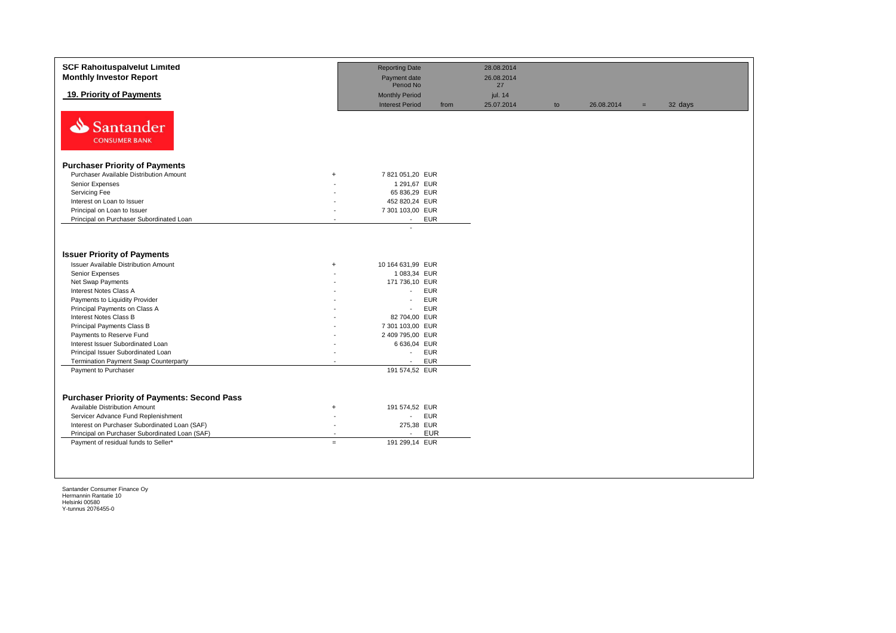**SCF Rahoituspalvelut Limited**
**Monthly Investor Report**

## 19. Priority of Payments

| | | | | | | |
|---|---|---|---|---|---|---|
| Reporting Date | | 28.08.2014 | | | | |
| Payment date | | 26.08.2014 | | | | |
| Period No | | 27 | | | | |
| Monthly Period | | jul. 14 | | | | |
| Interest Period | from | 25.07.2014 | to | 26.08.2014 | = | 32 days |

Santander CONSUMER BANK

### Purchaser Priority of Payments

| | | | |
|---|---|---|---|
| Purchaser Available Distribution Amount | + | 7 821 051,20 | EUR |
| Senior Expenses | - | 1 291,67 | EUR |
| Servicing Fee | - | 65 836,29 | EUR |
| Interest on Loan to Issuer | - | 452 820,24 | EUR |
| Principal on Loan to Issuer | - | 7 301 103,00 | EUR |
| Principal on Purchaser Subordinated Loan | - | - | EUR |
| | | - | |

### Issuer Priority of Payments

| | | | |
|---|---|---|---|
| Issuer Available Distribution Amount | + | 10 164 631,99 | EUR |
| Senior Expenses | - | 1 083,34 | EUR |
| Net Swap Payments | - | 171 736,10 | EUR |
| Interest Notes Class A | - | - | EUR |
| Payments to Liquidity Provider | - | - | EUR |
| Principal Payments on Class A | - | - | EUR |
| Interest Notes Class B | - | 82 704,00 | EUR |
| Principal Payments Class B | - | 7 301 103,00 | EUR |
| Payments to Reserve Fund | - | 2 409 795,00 | EUR |
| Interest Issuer Subordinated Loan | - | 6 636,04 | EUR |
| Principal Issuer Subordinated Loan | - | - | EUR |
| Termination Payment Swap Counterparty | - | - | EUR |
| Payment to Purchaser | | 191 574,52 | EUR |

### Purchaser Priority of Payments: Second Pass

| | | | |
|---|---|---|---|
| Available Distribution Amount | + | 191 574,52 | EUR |
| Servicer Advance Fund Replenishment | - | - | EUR |
| Interest on Purchaser Subordinated Loan (SAF) | - | 275,38 | EUR |
| Principal on Purchaser Subordinated Loan (SAF) | - | - | EUR |
| Payment of residual funds to Seller* | = | 191 299,14 | EUR |

Santander Consumer Finance Oy
Hermannin Rantatie 10
Helsinki 00580
Y-tunnus 2076455-0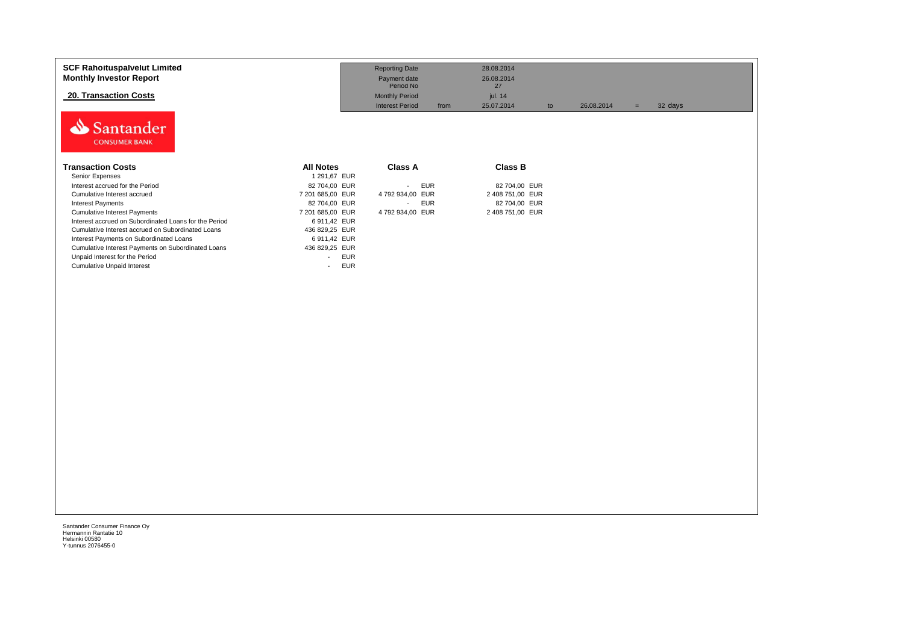**SCF Rahoituspalvelut Limited**
**Monthly Investor Report**

**20. Transaction Costs**

| Reporting Date | | 28.08.2014 | | | | |
|---|---|---|---|---|---|---|
| Payment date | | 26.08.2014 | | | | |
| Period No | | 27 | | | | |
| Monthly Period | | jul. 14 | | | | |
| Interest Period | from | 25.07.2014 | to | 26.08.2014 | = | 32 days |

Santander CONSUMER BANK

| Transaction Costs | All Notes | Class A | Class B |
|---|---|---|---|
| Senior Expenses | 1 291,67 EUR | | |
| Interest accrued for the Period | 82 704,00 EUR | - EUR | 82 704,00 EUR |
| Cumulative Interest accrued | 7 201 685,00 EUR | 4 792 934,00 EUR | 2 408 751,00 EUR |
| Interest Payments | 82 704,00 EUR | - EUR | 82 704,00 EUR |
| Cumulative Interest Payments | 7 201 685,00 EUR | 4 792 934,00 EUR | 2 408 751,00 EUR |
| Interest accrued on Subordinated Loans for the Period | 6 911,42 EUR | | |
| Cumulative Interest accrued on Subordinated Loans | 436 829,25 EUR | | |
| Interest Payments on Subordinated Loans | 6 911,42 EUR | | |
| Cumulative Interest Payments on Subordinated Loans | 436 829,25 EUR | | |
| Unpaid Interest for the Period | - EUR | | |
| Cumulative Unpaid Interest | - EUR | | |

Santander Consumer Finance Oy
Hermannin Rantatie 10
Helsinki 00580
Y-tunnus 2076455-0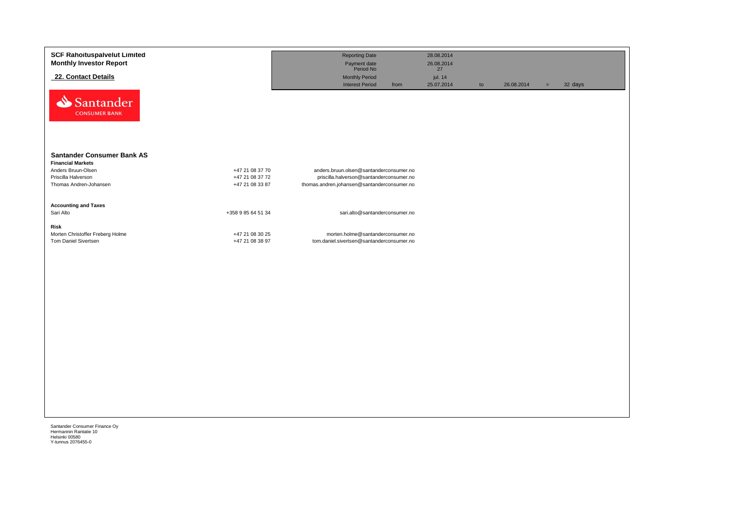**SCF Rahoituspalvelut Limited**
**Monthly Investor Report**

**22. Contact Details**

| | | | | | | |
|---|---|---|---|---|---|---|
| Reporting Date | | 28.08.2014 | | | | |
| Payment date | | 26.08.2014 | | | | |
| Period No | | 27 | | | | |
| Monthly Period | | jul. 14 | | | | |
| Interest Period | from | 25.07.2014 | to | 26.08.2014 | = | 32 days |

Santander CONSUMER BANK

## Santander Consumer Bank AS

**Financial Markets**

| | | |
|---|---|---|
| Anders Bruun-Olsen | +47 21 08 37 70 | anders.bruun.olsen@santanderconsumer.no |
| Priscilla Halverson | +47 21 08 37 72 | priscilla.halverson@santanderconsumer.no |
| Thomas Andren-Johansen | +47 21 08 33 87 | thomas.andren.johansen@santanderconsumer.no |

**Accounting and Taxes**

| | | |
|---|---|---|
| Sari Alto | +358 9 85 64 51 34 | sari.alto@santanderconsumer.no |

**Risk**

| | | |
|---|---|---|
| Morten Christoffer Freberg Holme | +47 21 08 30 25 | morten.holme@santanderconsumer.no |
| Tom Daniel Sivertsen | +47 21 08 38 97 | tom.daniel.sivertsen@santanderconsumer.no |

Santander Consumer Finance Oy
Hermannin Rantatie 10
Helsinki 00580
Y-tunnus 2076455-0